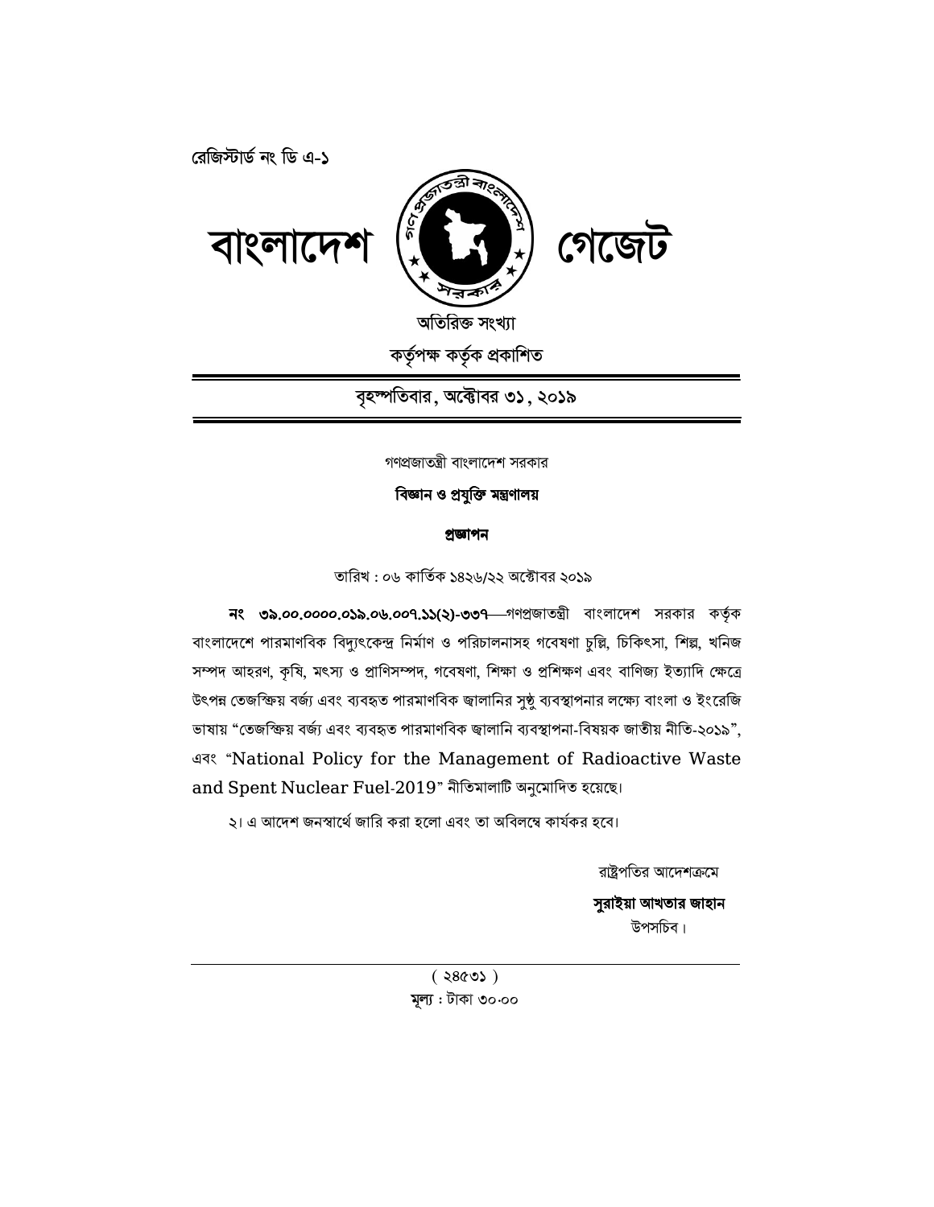রেজিস্টার্ড নং ডি এ-১

# বাংলাদেশ গেজেট

অতিরিক্ত সংখ্যা

কর্তৃপক্ষ কর্তৃক প্রকাশিত

বৃহস্পতিবার, অক্টোবর ৩১, ২০১৯

গণপ্রজাতন্ত্রী বাংলাদেশ সরকার

**বিজ্ঞান ও প্রযুক্তি মন্ত্রণালয়**

**প্রজ্ঞাপন**

তারিখ : ০৬ কার্তিক ১৪২৬/২২ অক্টোবর ২০১৯

**নং ৩৯.০০.০০০০.০১৯.০৬.০০৭.১১(২)-৩৩৭**—গণপ্রজাতন্ত্রী বাংলাদেশ সরকার কর্তৃক বাংলাদেশে পারমাণবিক বিদ্যুৎকেন্দ্র নির্মাণ ও পরিচালনাসহ গবেষণা চুল্লি, চিকিৎসা, শিল্প, খনিজ সম্পদ আহরণ, কৃষি, মৎস্য ও প্রাণিসম্পদ, গবেষণা, শিক্ষা ও প্রশিক্ষণ এবং বাণিজ্য ইত্যাদি ক্ষেত্রে উৎপন্ন তেজস্ক্রিয় বর্জ্য এবং ব্যবহৃত পারমাণবিক জ্বালানির সুষ্ঠু ব্যবস্থাপনার লক্ষ্যে বাংলা ও ইংরেজি ভাষায় "তেজস্ক্রিয় বর্জ্য এবং ব্যবহৃত পারমাণবিক জ্বালানি ব্যবস্থাপনা-বিষয়ক জাতীয় নীতি-২০১৯", এবং "National Policy for the Management of Radioactive Waste and Spent Nuclear Fuel-2019" নীতিমালাটি অনুমোদিত হয়েছে।

২। এ আদেশ জনস্বার্থে জারি করা হলো এবং তা অবিলম্বে কার্যকর হবে।

রাষ্ট্রপতির আদেশক্রমে

**সুরাইয়া আখতার জাহান**
উপসচিব।

( ২৪৫৩১ )
মূল্য : টাকা ৩০.০০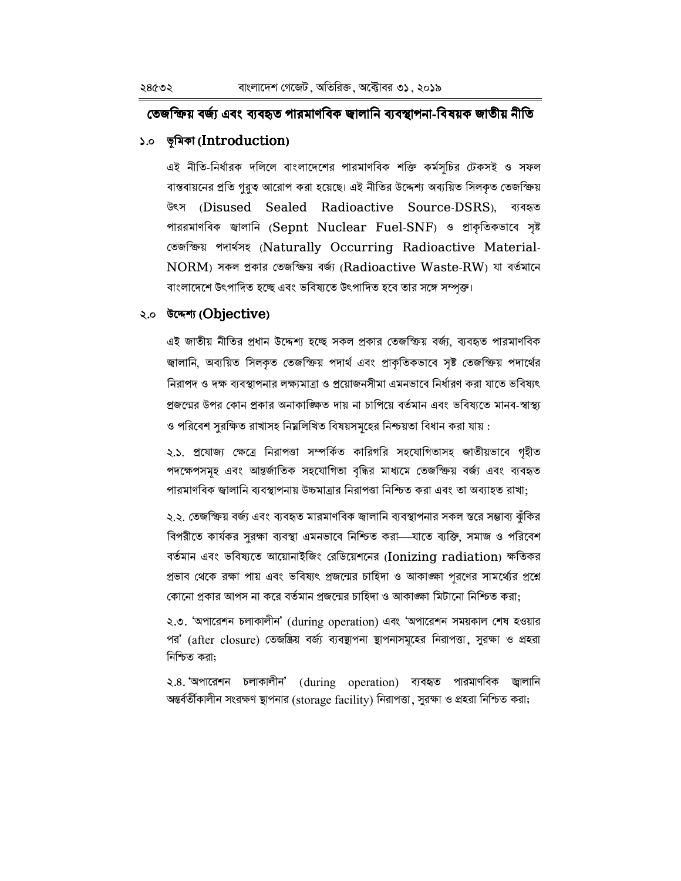# তেজস্ক্রিয় বর্জ্য এবং ব্যবহৃত পারমাণবিক জ্বালানি ব্যবস্থাপনা-বিষয়ক জাতীয় নীতি

## ১.০ ভূমিকা (Introduction)

এই নীতি-নির্ধারক দলিলে বাংলাদেশের পারমাণবিক শক্তি কর্মসূচির টেকসই ও সফল বাস্তবায়নের প্রতি গুরুত্ব আরোপ করা হয়েছে। এই নীতির উদ্দেশ্য অব্যয়িত সিলকৃত তেজস্ক্রিয় উৎস (Disused Sealed Radioactive Source-DSRS), ব্যবহৃত পাররমাণবিক জ্বালানি (Sepnt Nuclear Fuel-SNF) ও প্রাকৃতিকভাবে সৃষ্ট তেজস্ক্রিয় পদার্থসহ (Naturally Occurring Radioactive Material-NORM) সকল প্রকার তেজস্ক্রিয় বর্জ্য (Radioactive Waste-RW) যা বর্তমানে বাংলাদেশে উৎপাদিত হচ্ছে এবং ভবিষ্যতে উৎপাদিত হবে তার সঙ্গে সম্পৃক্ত।

## ২.০ উদ্দেশ্য (Objective)

এই জাতীয় নীতির প্রধান উদ্দেশ্য হচ্ছে সকল প্রকার তেজস্ক্রিয় বর্জ্য, ব্যবহৃত পারমাণবিক জ্বালানি, অব্যয়িত সিলকৃত তেজস্ক্রিয় পদার্থ এবং প্রাকৃতিকভাবে সৃষ্ট তেজস্ক্রিয় পদার্থের নিরাপদ ও দক্ষ ব্যবস্থাপনার লক্ষ্যমাত্রা ও প্রয়োজনসীমা এমনভাবে নির্ধারণ করা যাতে ভবিষ্যৎ প্রজন্মের উপর কোন প্রকার অনাকাঙ্ক্ষিত দায় না চাপিয়ে বর্তমান এবং ভবিষ্যতে মানব-স্বাস্থ্য ও পরিবেশ সুরক্ষিত রাখাসহ নিম্নলিখিত বিষয়সমূহের নিশ্চয়তা বিধান করা যায় :

২.১. প্রযোজ্য ক্ষেত্রে নিরাপত্তা সম্পর্কিত কারিগরি সহযোগিতাসহ জাতীয়ভাবে গৃহীত পদক্ষেপসমূহ এবং আন্তর্জাতিক সহযোগিতা বৃদ্ধির মাধ্যমে তেজস্ক্রিয় বর্জ্য এবং ব্যবহৃত পারমাণবিক জ্বালানি ব্যবস্থাপনায় উচ্চমাত্রার নিরাপত্তা নিশ্চিত করা এবং তা অব্যাহত রাখা;

২.২. তেজস্ক্রিয় বর্জ্য এবং ব্যবহৃত মারমাণবিক জ্বালানি ব্যবস্থাপনার সকল স্তরে সম্ভাব্য ঝুঁকির বিপরীতে কার্যকর সুরক্ষা ব্যবস্থা এমনভাবে নিশ্চিত করা—যাতে ব্যক্তি, সমাজ ও পরিবেশ বর্তমান এবং ভবিষ্যতে আয়োনাইজিং রেডিয়েশনের (Ionizing radiation) ক্ষতিকর প্রভাব থেকে রক্ষা পায় এবং ভবিষ্যৎ প্রজন্মের চাহিদা ও আকাঙ্ক্ষা পূরণের সামর্থ্যের প্রশ্নে কোনো প্রকার আপস না করে বর্তমান প্রজন্মের চাহিদা ও আকাঙ্ক্ষা মিটানো নিশ্চিত করা;

২.৩. 'অপারেশন চলাকালীন' (during operation) এবং 'অপারেশন সময়কাল শেষ হওয়ার পর' (after closure) তেজস্ক্রিয় বর্জ্য ব্যবস্থাপনা স্থাপনাসমূহের নিরাপত্তা, সুরক্ষা ও প্রহরা নিশ্চিত করা;

২.৪. 'অপারেশন চলাকালীন' (during operation) ব্যবহৃত পারমাণবিক জ্বালানি অন্তর্বর্তীকালীন সংরক্ষণ স্থাপনার (storage facility) নিরাপত্তা, সুরক্ষা ও প্রহরা নিশ্চিত করা;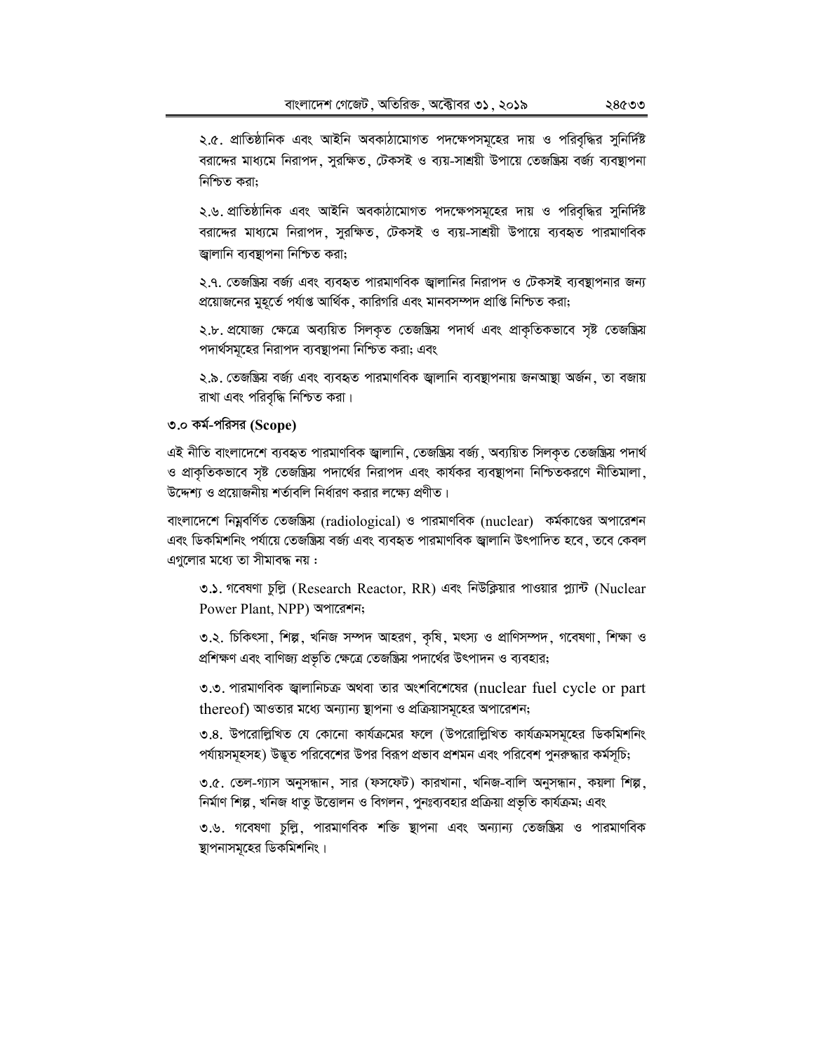২.৫. প্রাতিষ্ঠানিক এবং আইনি অবকাঠামোগত পদক্ষেপসমূহের দায় ও পরিবৃদ্ধির সুনির্দিষ্ট বরাদ্দের মাধ্যমে নিরাপদ, সুরক্ষিত, টেকসই ও ব্যয়-সাশ্রয়ী উপায়ে তেজস্ক্রিয় বর্জ্য ব্যবস্থাপনা নিশ্চিত করা;

২.৬. প্রাতিষ্ঠানিক এবং আইনি অবকাঠামোগত পদক্ষেপসমূহের দায় ও পরিবৃদ্ধির সুনির্দিষ্ট বরাদ্দের মাধ্যমে নিরাপদ, সুরক্ষিত, টেকসই ও ব্যয়-সাশ্রয়ী উপায়ে ব্যবহৃত পারমাণবিক জ্বালানি ব্যবস্থাপনা নিশ্চিত করা;

২.৭. তেজস্ক্রিয় বর্জ্য এবং ব্যবহৃত পারমাণবিক জ্বালানির নিরাপদ ও টেকসই ব্যবস্থাপনার জন্য প্রয়োজনের মুহূর্তে পর্যাপ্ত আর্থিক, কারিগরি এবং মানবসম্পদ প্রাপ্তি নিশ্চিত করা;

২.৮. প্রযোজ্য ক্ষেত্রে অব্যয়িত সিলকৃত তেজস্ক্রিয় পদার্থ এবং প্রাকৃতিকভাবে সৃষ্ট তেজস্ক্রিয় পদার্থসমূহের নিরাপদ ব্যবস্থাপনা নিশ্চিত করা; এবং

২.৯. তেজস্ক্রিয় বর্জ্য এবং ব্যবহৃত পারমাণবিক জ্বালানি ব্যবস্থাপনায় জনআস্থা অর্জন, তা বজায় রাখা এবং পরিবৃদ্ধি নিশ্চিত করা।

### ৩.০ কর্ম-পরিসর (Scope)

এই নীতি বাংলাদেশে ব্যবহৃত পারমাণবিক জ্বালানি, তেজস্ক্রিয় বর্জ্য, অব্যয়িত সিলকৃত তেজস্ক্রিয় পদার্থ ও প্রাকৃতিকভাবে সৃষ্ট তেজস্ক্রিয় পদার্থের নিরাপদ এবং কার্যকর ব্যবস্থাপনা নিশ্চিতকরণে নীতিমালা, উদ্দেশ্য ও প্রয়োজনীয় শর্তাবলি নির্ধারণ করার লক্ষ্যে প্রণীত।

বাংলাদেশে নিম্নবর্ণিত তেজস্ক্রিয় (radiological) ও পারমাণবিক (nuclear) কর্মকাণ্ডের অপারেশন এবং ডিকমিশনিং পর্যায়ে তেজস্ক্রিয় বর্জ্য এবং ব্যবহৃত পারমাণবিক জ্বালানি উৎপাদিত হবে, তবে কেবল এগুলোর মধ্যে তা সীমাবদ্ধ নয় :

৩.১. গবেষণা চুল্লি (Research Reactor, RR) এবং নিউক্লিয়ার পাওয়ার প্ল্যান্ট (Nuclear Power Plant, NPP) অপারেশন;

৩.২. চিকিৎসা, শিল্প, খনিজ সম্পদ আহরণ, কৃষি, মৎস্য ও প্রাণিসম্পদ, গবেষণা, শিক্ষা ও প্রশিক্ষণ এবং বাণিজ্য প্রভৃতি ক্ষেত্রে তেজস্ক্রিয় পদার্থের উৎপাদন ও ব্যবহার;

৩.৩. পারমাণবিক জ্বালানিচক্র অথবা তার অংশবিশেষের (nuclear fuel cycle or part thereof) আওতার মধ্যে অন্যান্য স্থাপনা ও প্রক্রিয়াসমূহের অপারেশন;

৩.৪. উপরোল্লিখিত যে কোনো কার্যক্রমের ফলে (উপরোল্লিখিত কার্যক্রমসমূহের ডিকমিশনিং পর্যায়সমূহসহ) উদ্ভূত পরিবেশের উপর বিরূপ প্রভাব প্রশমন এবং পরিবেশ পুনরুদ্ধার কর্মসূচি;

৩.৫. তেল-গ্যাস অনুসন্ধান, সার (ফসফেট) কারখানা, খনিজ-বালি অনুসন্ধান, কয়লা শিল্প, নির্মাণ শিল্প, খনিজ ধাতু উত্তোলন ও বিগলন, পুনঃব্যবহার প্রক্রিয়া প্রভৃতি কার্যক্রম; এবং

৩.৬. গবেষণা চুল্লি, পারমাণবিক শক্তি স্থাপনা এবং অন্যান্য তেজস্ক্রিয় ও পারমাণবিক স্থাপনাসমূহের ডিকমিশনিং।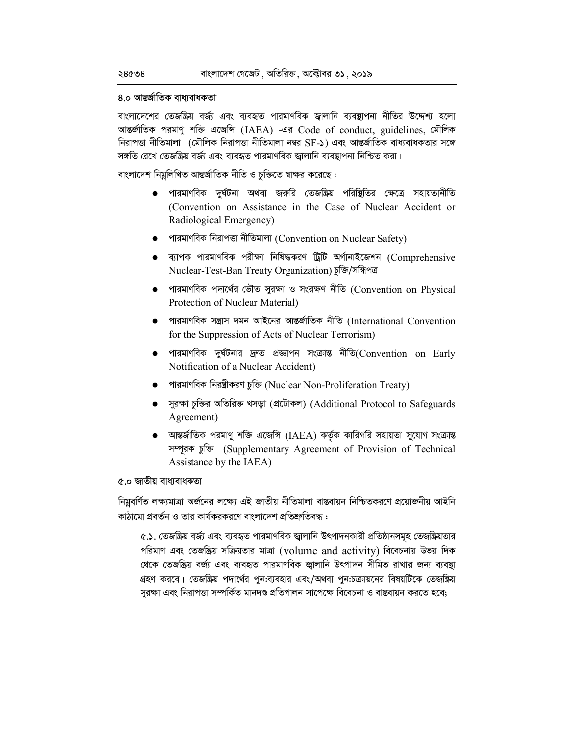## ৪.০ আন্তর্জাতিক বাধ্যবাধকতা

বাংলাদেশের তেজস্ক্রিয় বর্জ্য এবং ব্যবহৃত পারমাণবিক জ্বালানি ব্যবস্থাপনা নীতির উদ্দেশ্য হলো আন্তর্জাতিক পরমাণু শক্তি এজেন্সি (IAEA) -এর Code of conduct, guidelines, মৌলিক নিরাপত্তা নীতিমালা (মৌলিক নিরাপত্তা নীতিমালা নম্বর SF-১) এবং আন্তর্জাতিক বাধ্যবাধকতার সঙ্গে সঙ্গতি রেখে তেজস্ক্রিয় বর্জ্য এবং ব্যবহৃত পারমাণবিক জ্বালানি ব্যবস্থাপনা নিশ্চিত করা।

বাংলাদেশ নিম্নলিখিত আন্তর্জাতিক নীতি ও চুক্তিতে স্বাক্ষর করেছে :

- পারমাণবিক দুর্ঘটনা অথবা জরুরি তেজস্ক্রিয় পরিস্থিতির ক্ষেত্রে সহায়তানীতি (Convention on Assistance in the Case of Nuclear Accident or Radiological Emergency)
- পারমাণবিক নিরাপত্তা নীতিমালা (Convention on Nuclear Safety)
- ব্যাপক পারমাণবিক পরীক্ষা নিষিদ্ধকরণ ট্রিটি অর্গানাইজেশন (Comprehensive Nuclear-Test-Ban Treaty Organization) চুক্তি/সন্ধিপত্র
- পারমাণবিক পদার্থের ভৌত সুরক্ষা ও সংরক্ষণ নীতি (Convention on Physical Protection of Nuclear Material)
- পারমাণবিক সন্ত্রাস দমন আইনের আন্তর্জাতিক নীতি (International Convention for the Suppression of Acts of Nuclear Terrorism)
- পারমাণবিক দুর্ঘটনার দ্রুত প্রজ্ঞাপন সংক্রান্ত নীতি(Convention on Early Notification of a Nuclear Accident)
- পারমাণবিক নিরস্ত্রীকরণ চুক্তি (Nuclear Non-Proliferation Treaty)
- সুরক্ষা চুক্তির অতিরিক্ত খসড়া (প্রটোকল) (Additional Protocol to Safeguards Agreement)
- আন্তর্জাতিক পরমাণু শক্তি এজেন্সি (IAEA) কর্তৃক কারিগরি সহায়তা সুযোগ সংক্রান্ত সম্পূরক চুক্তি (Supplementary Agreement of Provision of Technical Assistance by the IAEA)

## ৫.০ জাতীয় বাধ্যবাধকতা

নিম্নবর্ণিত লক্ষ্যমাত্রা অর্জনের লক্ষ্যে এই জাতীয় নীতিমালা বাস্তবায়ন নিশ্চিতকরণে প্রয়োজনীয় আইনি কাঠামো প্রবর্তন ও তার কার্যকরকরণে বাংলাদেশ প্রতিশ্রুতিবদ্ধ :

৫.১. তেজস্ক্রিয় বর্জ্য এবং ব্যবহৃত পারমাণবিক জ্বালানি উৎপাদনকারী প্রতিষ্ঠানসমূহ তেজস্ক্রিয়তার পরিমাণ এবং তেজস্ক্রিয় সক্রিয়তার মাত্রা (volume and activity) বিবেচনায় উভয় দিক থেকে তেজস্ক্রিয় বর্জ্য এবং ব্যবহৃত পারমাণবিক জ্বালানি উৎপাদন সীমিত রাখার জন্য ব্যবস্থা গ্রহণ করবে। তেজস্ক্রিয় পদার্থের পুন:ব্যবহার এবং/অথবা পুন:চক্রায়নের বিষয়টিকে তেজস্ক্রিয় সুরক্ষা এবং নিরাপত্তা সম্পর্কিত মানদণ্ড প্রতিপালন সাপেক্ষে বিবেচনা ও বাস্তবায়ন করতে হবে;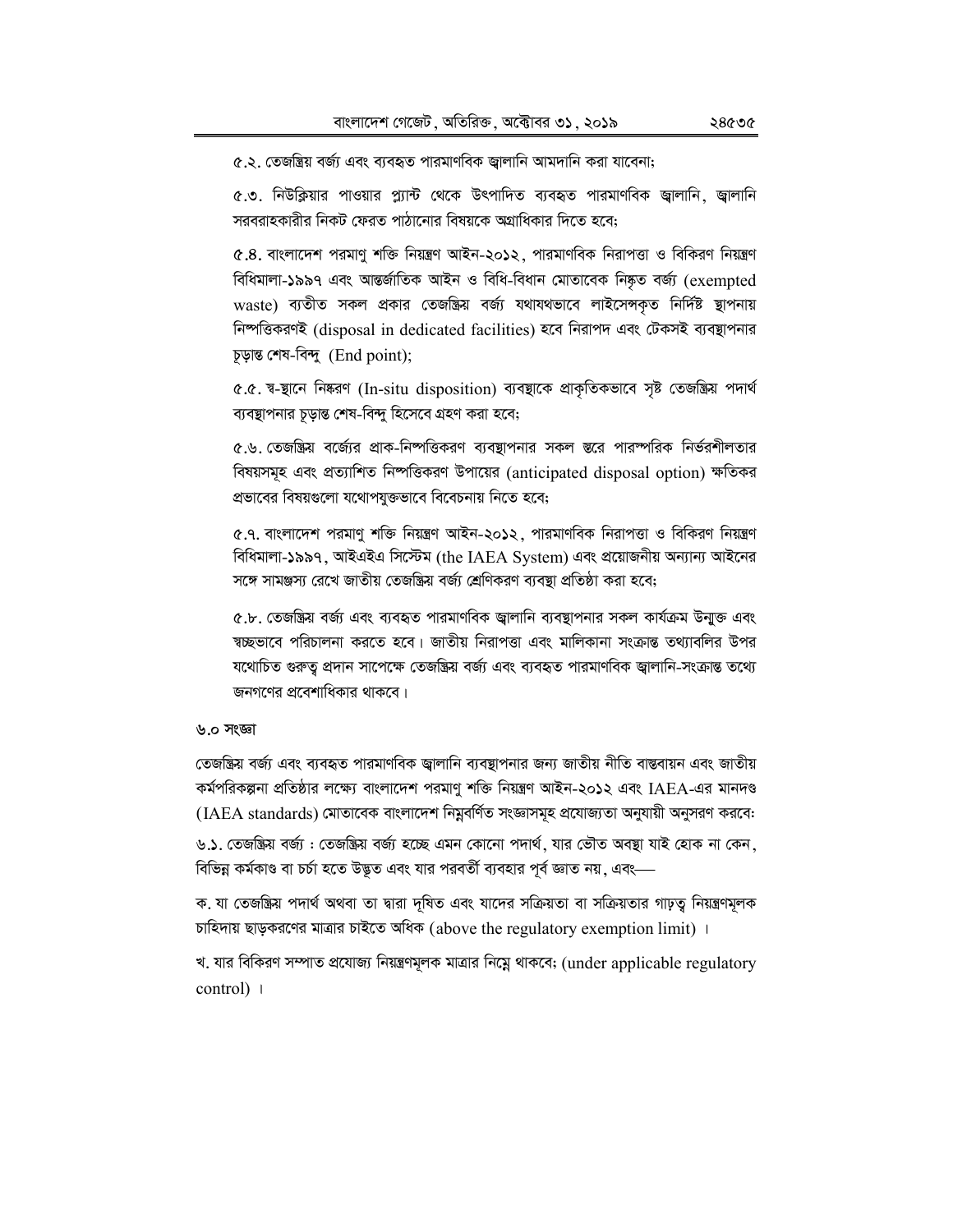৫.২. তেজস্ক্রিয় বর্জ্য এবং ব্যবহৃত পারমাণবিক জ্বালানি আমদানি করা যাবেনা;

৫.৩. নিউক্লিয়ার পাওয়ার প্ল্যান্ট থেকে উৎপাদিত ব্যবহৃত পারমাণবিক জ্বালানি, জ্বালানি সরবরাহকারীর নিকট ফেরত পাঠানোর বিষয়কে অগ্রাধিকার দিতে হবে;

৫.৪. বাংলাদেশ পরমাণু শক্তি নিয়ন্ত্রণ আইন-২০১২, পারমাণবিক নিরাপত্তা ও বিকিরণ নিয়ন্ত্রণ বিধিমালা-১৯৯৭ এবং আন্তর্জাতিক আইন ও বিধি-বিধান মোতাবেক নিষ্কৃত বর্জ্য (exempted waste) ব্যতীত সকল প্রকার তেজস্ক্রিয় বর্জ্য যথাযথভাবে লাইসেন্সকৃত নির্দিষ্ট স্থাপনায় নিষ্পত্তিকরণই (disposal in dedicated facilities) হবে নিরাপদ এবং টেকসই ব্যবস্থাপনার চূড়ান্ত শেষ-বিন্দু (End point);

৫.৫. স্ব-স্থানে নিষ্করণ (In-situ disposition) ব্যবস্থাকে প্রাকৃতিকভাবে সৃষ্ট তেজস্ক্রিয় পদার্থ ব্যবস্থাপনার চূড়ান্ত শেষ-বিন্দু হিসেবে গ্রহণ করা হবে;

৫.৬. তেজস্ক্রিয় বর্জ্যের প্রাক-নিষ্পত্তিকরণ ব্যবস্থাপনার সকল স্তরে পারস্পরিক নির্ভরশীলতার বিষয়সমূহ এবং প্রত্যাশিত নিষ্পত্তিকরণ উপায়ের (anticipated disposal option) ক্ষতিকর প্রভাবের বিষয়গুলো যথোপযুক্তভাবে বিবেচনায় নিতে হবে;

৫.৭. বাংলাদেশ পরমাণু শক্তি নিয়ন্ত্রণ আইন-২০১২, পারমাণবিক নিরাপত্তা ও বিকিরণ নিয়ন্ত্রণ বিধিমালা-১৯৯৭, আইএইএ সিস্টেম (the IAEA System) এবং প্রয়োজনীয় অন্যান্য আইনের সঙ্গে সামঞ্জস্য রেখে জাতীয় তেজস্ক্রিয় বর্জ্য শ্রেণিকরণ ব্যবস্থা প্রতিষ্ঠা করা হবে;

৫.৮. তেজস্ক্রিয় বর্জ্য এবং ব্যবহৃত পারমাণবিক জ্বালানি ব্যবস্থাপনার সকল কার্যক্রম উন্মুক্ত এবং স্বচ্ছভাবে পরিচালনা করতে হবে। জাতীয় নিরাপত্তা এবং মালিকানা সংক্রান্ত তথ্যাবলির উপর যথোচিত গুরুত্ব প্রদান সাপেক্ষে তেজস্ক্রিয় বর্জ্য এবং ব্যবহৃত পারমাণবিক জ্বালানি-সংক্রান্ত তথ্যে জনগণের প্রবেশাধিকার থাকবে।

## ৬.০ সংজ্ঞা

তেজস্ক্রিয় বর্জ্য এবং ব্যবহৃত পারমাণবিক জ্বালানি ব্যবস্থাপনার জন্য জাতীয় নীতি বাস্তবায়ন এবং জাতীয় কর্মপরিকল্পনা প্রতিষ্ঠার লক্ষ্যে বাংলাদেশ পরমাণু শক্তি নিয়ন্ত্রণ আইন-২০১২ এবং IAEA-এর মানদণ্ড (IAEA standards) মোতাবেক বাংলাদেশ নিম্নবর্ণিত সংজ্ঞাসমূহ প্রযোজ্যতা অনুযায়ী অনুসরণ করবে:

৬.১. তেজস্ক্রিয় বর্জ্য : তেজস্ক্রিয় বর্জ্য হচ্ছে এমন কোনো পদার্থ, যার ভৌত অবস্থা যাই হোক না কেন, বিভিন্ন কর্মকাণ্ড বা চর্চা হতে উদ্ভূত এবং যার পরবর্তী ব্যবহার পূর্ব জ্ঞাত নয়, এবং—

ক. যা তেজস্ক্রিয় পদার্থ অথবা তা দ্বারা দূষিত এবং যাদের সক্রিয়তা বা সক্রিয়তার গাঢ়ত্ব নিয়ন্ত্রণমূলক চাহিদায় ছাড়করণের মাত্রার চাইতে অধিক (above the regulatory exemption limit) ।

খ. যার বিকিরণ সম্পাত প্রযোজ্য নিয়ন্ত্রণমূলক মাত্রার নিম্নে থাকবে; (under applicable regulatory control) ।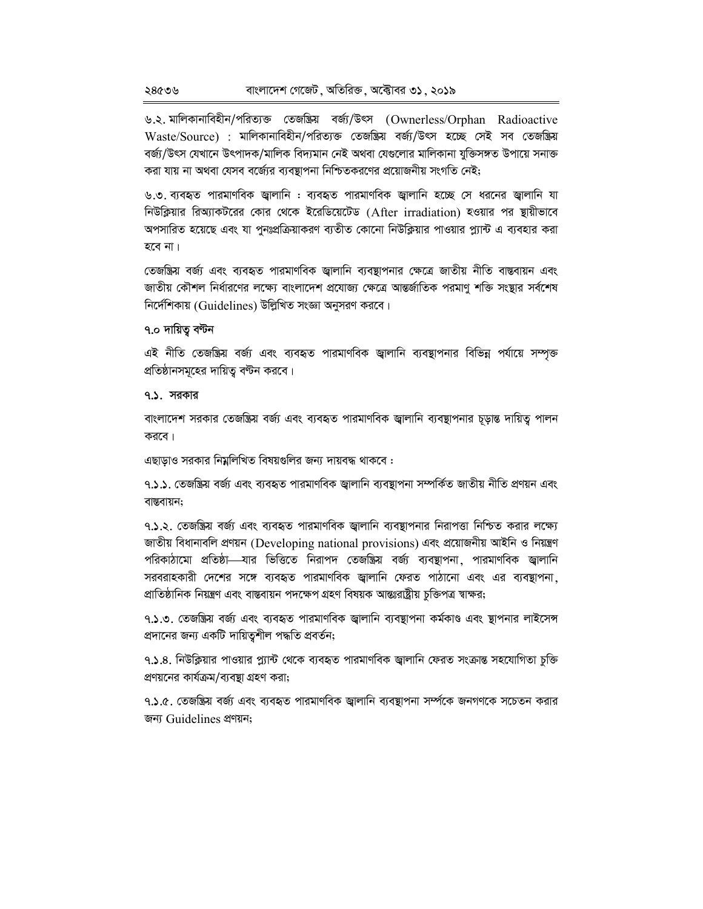৬.২. মালিকানাবিহীন/পরিত্যক্ত তেজস্ক্রিয় বর্জ্য/উৎস (Ownerless/Orphan Radioactive Waste/Source) : মালিকানাবিহীন/পরিত্যক্ত তেজস্ক্রিয় বর্জ্য/উৎস হচ্ছে সেই সব তেজস্ক্রিয় বর্জ্য/উৎস যেখানে উৎপাদক/মালিক বিদ্যমান নেই অথবা যেগুলোর মালিকানা যুক্তিসঙ্গত উপায়ে সনাক্ত করা যায় না অথবা যেসব বর্জ্যের ব্যবস্থাপনা নিশ্চিতকরণের প্রয়োজনীয় সংগতি নেই;

৬.৩. ব্যবহৃত পারমাণবিক জ্বালানি : ব্যবহৃত পারমাণবিক জ্বালানি হচ্ছে সে ধরনের জ্বালানি যা নিউক্লিয়ার রিঅ্যাকটরের কোর থেকে ইরেডিয়েটেড (After irradiation) হওয়ার পর স্থায়ীভাবে অপসারিত হয়েছে এবং যা পুনঃপ্রক্রিয়াকরণ ব্যতীত কোনো নিউক্লিয়ার পাওয়ার প্ল্যান্ট এ ব্যবহার করা হবে না।

তেজস্ক্রিয় বর্জ্য এবং ব্যবহৃত পারমাণবিক জ্বালানি ব্যবস্থাপনার ক্ষেত্রে জাতীয় নীতি বাস্তবায়ন এবং জাতীয় কৌশল নির্ধারণের লক্ষ্যে বাংলাদেশ প্রযোজ্য ক্ষেত্রে আন্তর্জাতিক পরমাণু শক্তি সংস্থার সর্বশেষ নির্দেশিকায় (Guidelines) উল্লিখিত সংজ্ঞা অনুসরণ করবে।

## ৭.০ দায়িত্ব বণ্টন

এই নীতি তেজস্ক্রিয় বর্জ্য এবং ব্যবহৃত পারমাণবিক জ্বালানি ব্যবস্থাপনার বিভিন্ন পর্যায়ে সম্পৃক্ত প্রতিষ্ঠানসমূহের দায়িত্ব বণ্টন করবে।

### ৭.১. সরকার

বাংলাদেশ সরকার তেজস্ক্রিয় বর্জ্য এবং ব্যবহৃত পারমাণবিক জ্বালানি ব্যবস্থাপনার চূড়ান্ত দায়িত্ব পালন করবে।

এছাড়াও সরকার নিম্নলিখিত বিষয়গুলির জন্য দায়বদ্ধ থাকবে :

৭.১.১. তেজস্ক্রিয় বর্জ্য এবং ব্যবহৃত পারমাণবিক জ্বালানি ব্যবস্থাপনা সম্পর্কিত জাতীয় নীতি প্রণয়ন এবং বাস্তবায়ন;

৭.১.২. তেজস্ক্রিয় বর্জ্য এবং ব্যবহৃত পারমাণবিক জ্বালানি ব্যবস্থাপনার নিরাপত্তা নিশ্চিত করার লক্ষ্যে জাতীয় বিধানাবলি প্রণয়ন (Developing national provisions) এবং প্রয়োজনীয় আইনি ও নিয়ন্ত্রণ পরিকাঠামো প্রতিষ্ঠা—যার ভিত্তিতে নিরাপদ তেজস্ক্রিয় বর্জ্য ব্যবস্থাপনা, পারমাণবিক জ্বালানি সরবরাহকারী দেশের সঙ্গে ব্যবহৃত পারমাণবিক জ্বালানি ফেরত পাঠানো এবং এর ব্যবস্থাপনা, প্রাতিষ্ঠানিক নিয়ন্ত্রণ এবং বাস্তবায়ন পদক্ষেপ গ্রহণ বিষয়ক আন্তঃরাষ্ট্রীয় চুক্তিপত্র স্বাক্ষর;

৭.১.৩. তেজস্ক্রিয় বর্জ্য এবং ব্যবহৃত পারমাণবিক জ্বালানি ব্যবস্থাপনা কর্মকাণ্ড এবং স্থাপনার লাইসেন্স প্রদানের জন্য একটি দায়িত্বশীল পদ্ধতি প্রবর্তন;

৭.১.৪. নিউক্লিয়ার পাওয়ার প্ল্যান্ট থেকে ব্যবহৃত পারমাণবিক জ্বালানি ফেরত সংক্রান্ত সহযোগিতা চুক্তি প্রণয়নের কার্যক্রম/ব্যবস্থা গ্রহণ করা;

৭.১.৫. তেজস্ক্রিয় বর্জ্য এবং ব্যবহৃত পারমাণবিক জ্বালানি ব্যবস্থাপনা সর্ম্পকে জনগণকে সচেতন করার জন্য Guidelines প্রণয়ন;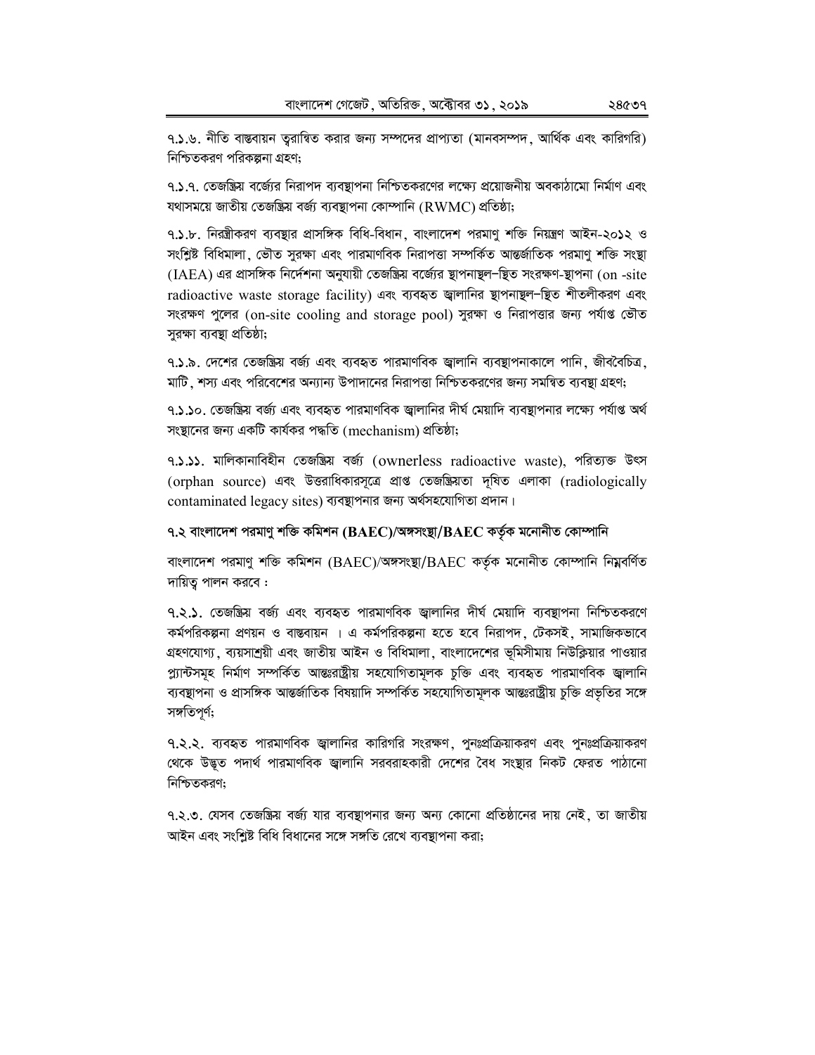৭.১.৬. নীতি বাস্তবায়ন ত্বরান্বিত করার জন্য সম্পদের প্রাপ্যতা (মানবসম্পদ, আর্থিক এবং কারিগরি) নিশ্চিতকরণ পরিকল্পনা গ্রহণ;

৭.১.৭. তেজস্ক্রিয় বর্জ্যের নিরাপদ ব্যবস্থাপনা নিশ্চিতকরণের লক্ষ্যে প্রয়োজনীয় অবকাঠামো নির্মাণ এবং যথাসময়ে জাতীয় তেজস্ক্রিয় বর্জ্য ব্যবস্থাপনা কোম্পানি (RWMC) প্রতিষ্ঠা;

৭.১.৮. নিরস্ত্রীকরণ ব্যবস্থার প্রাসঙ্গিক বিধি-বিধান, বাংলাদেশ পরমাণু শক্তি নিয়ন্ত্রণ আইন-২০১২ ও সংশ্লিষ্ট বিধিমালা, ভৌত সুরক্ষা এবং পারমাণবিক নিরাপত্তা সম্পর্কিত আন্তর্জাতিক পরমাণু শক্তি সংস্থা (IAEA) এর প্রাসঙ্গিক নির্দেশনা অনুযায়ী তেজস্ক্রিয় বর্জ্যের স্থাপনাস্থল−স্থিত সংরক্ষণ-স্থাপনা (on -site radioactive waste storage facility) এবং ব্যবহৃত জ্বালানির স্থাপনাস্থল−স্থিত শীতলীকরণ এবং সংরক্ষণ পুলের (on-site cooling and storage pool) সুরক্ষা ও নিরাপত্তার জন্য পর্যাপ্ত ভৌত সুরক্ষা ব্যবস্থা প্রতিষ্ঠা;

৭.১.৯. দেশের তেজস্ক্রিয় বর্জ্য এবং ব্যবহৃত পারমাণবিক জ্বালানি ব্যবস্থাপনাকালে পানি, জীববৈচিত্র, মাটি, শস্য এবং পরিবেশের অন্যান্য উপাদানের নিরাপত্তা নিশ্চিতকরণের জন্য সমন্বিত ব্যবস্থা গ্রহণ;

৭.১.১০. তেজস্ক্রিয় বর্জ্য এবং ব্যবহৃত পারমাণবিক জ্বালানির দীর্ঘ মেয়াদি ব্যবস্থাপনার লক্ষ্যে পর্যাপ্ত অর্থ সংস্থানের জন্য একটি কার্যকর পদ্ধতি (mechanism) প্রতিষ্ঠা;

৭.১.১১. মালিকানাবিহীন তেজস্ক্রিয় বর্জ্য (ownerless radioactive waste), পরিত্যক্ত উৎস (orphan source) এবং উত্তরাধিকারসূত্রে প্রাপ্ত তেজস্ক্রিয়তা দূষিত এলাকা (radiologically contaminated legacy sites) ব্যবস্থাপনার জন্য অর্থসহযোগিতা প্রদান।

## ৭.২ বাংলাদেশ পরমাণু শক্তি কমিশন (BAEC)/অঙ্গসংস্থা/BAEC কর্তৃক মনোনীত কোম্পানি

বাংলাদেশ পরমাণু শক্তি কমিশন (BAEC)/অঙ্গসংস্থা/BAEC কর্তৃক মনোনীত কোম্পানি নিম্নবর্ণিত দায়িত্ব পালন করবে :

৭.২.১. তেজস্ক্রিয় বর্জ্য এবং ব্যবহৃত পারমাণবিক জ্বালানির দীর্ঘ মেয়াদি ব্যবস্থাপনা নিশ্চিতকরণে কর্মপরিকল্পনা প্রণয়ন ও বাস্তবায়ন । এ কর্মপরিকল্পনা হতে হবে নিরাপদ, টেকসই, সামাজিকভাবে গ্রহণযোগ্য, ব্যয়সাশ্রয়ী এবং জাতীয় আইন ও বিধিমালা, বাংলাদেশের ভূমিসীমায় নিউক্লিয়ার পাওয়ার প্ল্যান্টসমূহ নির্মাণ সম্পর্কিত আন্তঃরাষ্ট্রীয় সহযোগিতামূলক চুক্তি এবং ব্যবহৃত পারমাণবিক জ্বালানি ব্যবস্থাপনা ও প্রাসঙ্গিক আন্তর্জাতিক বিষয়াদি সম্পর্কিত সহযোগিতামূলক আন্তঃরাষ্ট্রীয় চুক্তি প্রভৃতির সঙ্গে সঙ্গতিপূর্ণ;

৭.২.২. ব্যবহৃত পারমাণবিক জ্বালানির কারিগরি সংরক্ষণ, পুনঃপ্রক্রিয়াকরণ এবং পুনঃপ্রক্রিয়াকরণ থেকে উদ্ভূত পদার্থ পারমাণবিক জ্বালানি সরবরাহকারী দেশের বৈধ সংস্থার নিকট ফেরত পাঠানো নিশ্চিতকরণ;

৭.২.৩. যেসব তেজস্ক্রিয় বর্জ্য যার ব্যবস্থাপনার জন্য অন্য কোনো প্রতিষ্ঠানের দায় নেই, তা জাতীয় আইন এবং সংশ্লিষ্ট বিধি বিধানের সঙ্গে সঙ্গতি রেখে ব্যবস্থাপনা করা;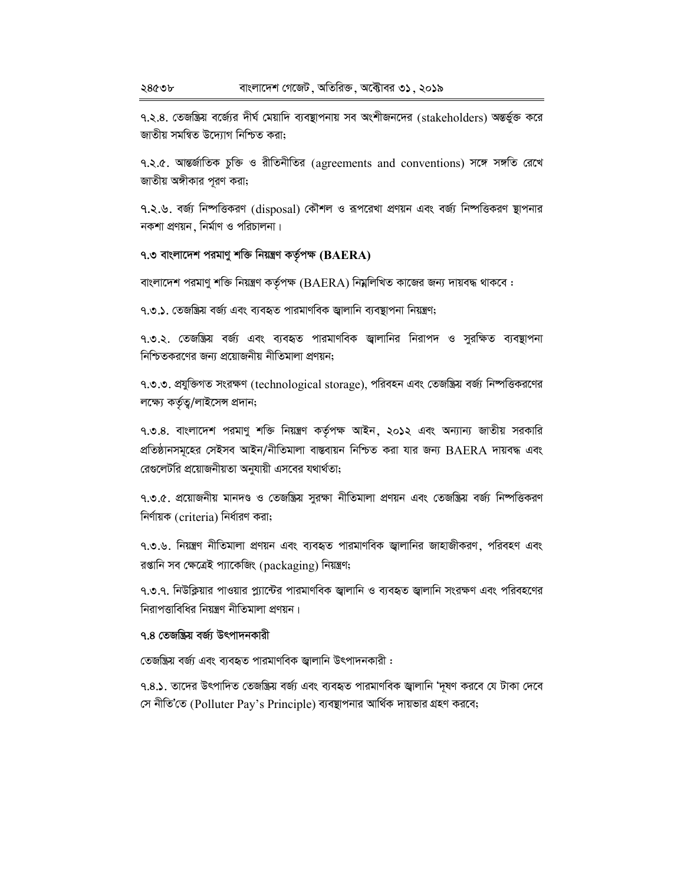৭.২.৪. তেজস্ক্রিয় বর্জ্যের দীর্ঘ মেয়াদি ব্যবস্থাপনায় সব অংশীজনদের (stakeholders) অন্তর্ভুক্ত করে জাতীয় সমন্বিত উদ্যোগ নিশ্চিত করা;

৭.২.৫. আন্তর্জাতিক চুক্তি ও রীতিনীতির (agreements and conventions) সঙ্গে সঙ্গতি রেখে জাতীয় অঙ্গীকার পূরণ করা;

৭.২.৬. বর্জ্য নিষ্পত্তিকরণ (disposal) কৌশল ও রূপরেখা প্রণয়ন এবং বর্জ্য নিষ্পত্তিকরণ স্থাপনার নকশা প্রণয়ন, নির্মাণ ও পরিচালনা।

### ৭.৩ বাংলাদেশ পরমাণু শক্তি নিয়ন্ত্রণ কর্তৃপক্ষ (BAERA)

বাংলাদেশ পরমাণু শক্তি নিয়ন্ত্রণ কর্তৃপক্ষ (BAERA) নিম্নলিখিত কাজের জন্য দায়বদ্ধ থাকবে :

৭.৩.১. তেজস্ক্রিয় বর্জ্য এবং ব্যবহৃত পারমাণবিক জ্বালানি ব্যবস্থাপনা নিয়ন্ত্রণ;

৭.৩.২. তেজস্ক্রিয় বর্জ্য এবং ব্যবহৃত পারমাণবিক জ্বালানির নিরাপদ ও সুরক্ষিত ব্যবস্থাপনা নিশ্চিতকরণের জন্য প্রয়োজনীয় নীতিমালা প্রণয়ন;

৭.৩.৩. প্রযুক্তিগত সংরক্ষণ (technological storage), পরিবহন এবং তেজস্ক্রিয় বর্জ্য নিষ্পত্তিকরণের লক্ষ্যে কর্তৃত্ব/লাইসেন্স প্রদান;

৭.৩.৪. বাংলাদেশ পরমাণু শক্তি নিয়ন্ত্রণ কর্তৃপক্ষ আইন, ২০১২ এবং অন্যান্য জাতীয় সরকারি প্রতিষ্ঠানসমূহের সেইসব আইন/নীতিমালা বাস্তবায়ন নিশ্চিত করা যার জন্য BAERA দায়বদ্ধ এবং রেগুলেটরি প্রয়োজনীয়তা অনুযায়ী এসবের যথার্থতা;

৭.৩.৫. প্রয়োজনীয় মানদণ্ড ও তেজস্ক্রিয় সুরক্ষা নীতিমালা প্রণয়ন এবং তেজস্ক্রিয় বর্জ্য নিষ্পত্তিকরণ নির্ণায়ক (criteria) নির্ধারণ করা;

৭.৩.৬. নিয়ন্ত্রণ নীতিমালা প্রণয়ন এবং ব্যবহৃত পারমাণবিক জ্বালানির জাহাজীকরণ, পরিবহণ এবং রপ্তানি সব ক্ষেত্রেই প্যাকেজিং (packaging) নিয়ন্ত্রণ;

৭.৩.৭. নিউক্লিয়ার পাওয়ার প্ল্যান্টের পারমাণবিক জ্বালানি ও ব্যবহৃত জ্বালানি সংরক্ষণ এবং পরিবহণের নিরাপত্তাবিধির নিয়ন্ত্রণ নীতিমালা প্রণয়ন।

### ৭.৪ তেজস্ক্রিয় বর্জ্য উৎপাদনকারী

তেজস্ক্রিয় বর্জ্য এবং ব্যবহৃত পারমাণবিক জ্বালানি উৎপাদনকারী :

৭.৪.১. তাদের উৎপাদিত তেজস্ক্রিয় বর্জ্য এবং ব্যবহৃত পারমাণবিক জ্বালানি 'দূষণ করবে যে টাকা দেবে সে নীতি'তে (Polluter Pay's Principle) ব্যবস্থাপনার আর্থিক দায়ভার গ্রহণ করবে;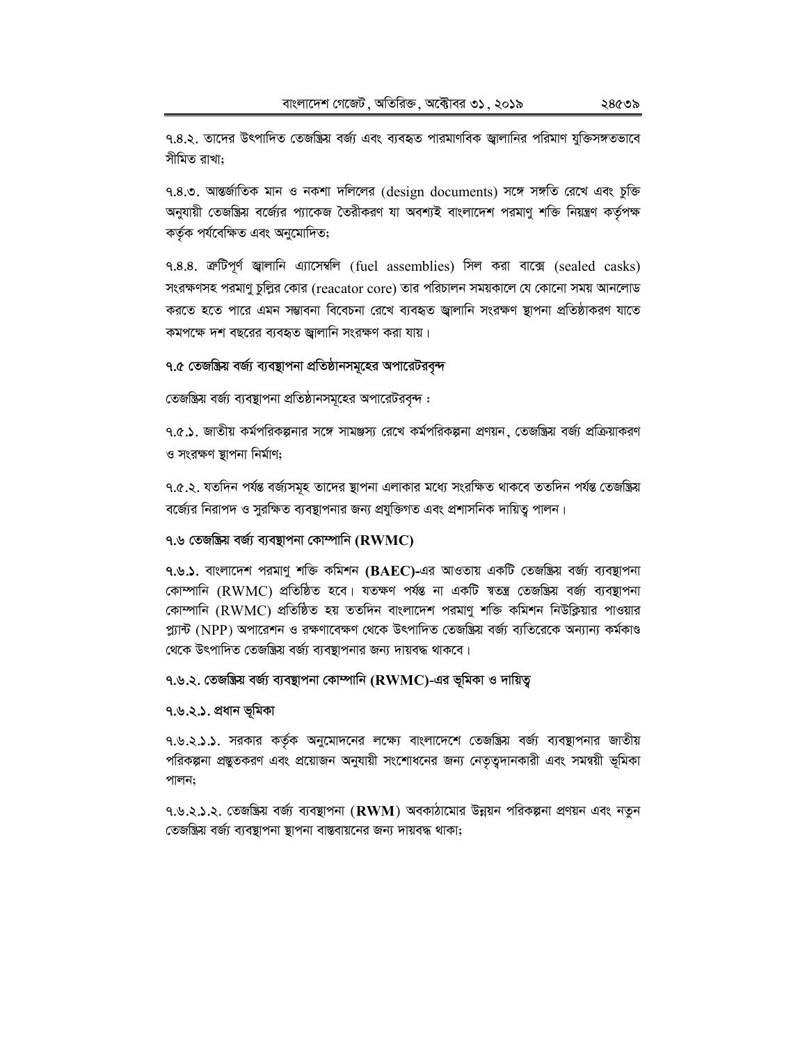৭.৪.২. তাদের উৎপাদিত তেজস্ক্রিয় বর্জ্য এবং ব্যবহৃত পারমাণবিক জ্বালানির পরিমাণ যুক্তিসঙ্গতভাবে সীমিত রাখা;

৭.৪.৩. আন্তর্জাতিক মান ও নকশা দলিলের (design documents) সঙ্গে সঙ্গতি রেখে এবং চুক্তি অনুযায়ী তেজস্ক্রিয় বর্জ্যের প্যাকেজ তৈরীকরণ যা অবশ্যই বাংলাদেশ পরমাণু শক্তি নিয়ন্ত্রণ কর্তৃপক্ষ কর্তৃক পর্যবেক্ষিত এবং অনুমোদিত;

৭.৪.৪. ত্রুটিপূর্ণ জ্বালানি এ্যাসেম্বলি (fuel assemblies) সিল করা বাক্সে (sealed casks) সংরক্ষণসহ পরমাণু চুল্লির কোর (reacator core) তার পরিচালন সময়কালে যে কোনো সময় আনলোড করতে হতে পারে এমন সম্ভাবনা বিবেচনা রেখে ব্যবহৃত জ্বালানি সংরক্ষণ স্থাপনা প্রতিষ্ঠাকরণ যাতে কমপক্ষে দশ বছরের ব্যবহৃত জ্বালানি সংরক্ষণ করা যায়।

### ৭.৫ তেজস্ক্রিয় বর্জ্য ব্যবস্থাপনা প্রতিষ্ঠানসমূহের অপারেটরবৃন্দ

তেজস্ক্রিয় বর্জ্য ব্যবস্থাপনা প্রতিষ্ঠানসমূহের অপারেটরবৃন্দ :

৭.৫.১. জাতীয় কর্মপরিকল্পনার সঙ্গে সামঞ্জস্য রেখে কর্মপরিকল্পনা প্রণয়ন, তেজস্ক্রিয় বর্জ্য প্রক্রিয়াকরণ ও সংরক্ষণ স্থাপনা নির্মাণ;

৭.৫.২. যতদিন পর্যন্ত বর্জ্যসমূহ তাদের স্থাপনা এলাকার মধ্যে সংরক্ষিত থাকবে ততদিন পর্যন্ত তেজস্ক্রিয় বর্জ্যের নিরাপদ ও সুরক্ষিত ব্যবস্থাপনার জন্য প্রযুক্তিগত এবং প্রশাসনিক দায়িত্ব পালন।

### ৭.৬ তেজস্ক্রিয় বর্জ্য ব্যবস্থাপনা কোম্পানি (RWMC)

**৭.৬.১.** বাংলাদেশ পরমাণু শক্তি কমিশন **(BAEC)**-এর আওতায় একটি তেজস্ক্রিয় বর্জ্য ব্যবস্থাপনা কোম্পানি (RWMC) প্রতিষ্ঠিত হবে। যতক্ষণ পর্যন্ত না একটি স্বতন্ত্র তেজস্ক্রিয় বর্জ্য ব্যবস্থাপনা কোম্পানি (RWMC) প্রতিষ্ঠিত হয় ততদিন বাংলাদেশ পরমাণু শক্তি কমিশন নিউক্লিয়ার পাওয়ার প্ল্যান্ট (NPP) অপারেশন ও রক্ষণাবেক্ষণ থেকে উৎপাদিত তেজস্ক্রিয় বর্জ্য ব্যতিরেকে অন্যান্য কর্মকাণ্ড থেকে উৎপাদিত তেজস্ক্রিয় বর্জ্য ব্যবস্থাপনার জন্য দায়বদ্ধ থাকবে।

### ৭.৬.২. তেজস্ক্রিয় বর্জ্য ব্যবস্থাপনা কোম্পানি (RWMC)-এর ভূমিকা ও দায়িত্ব

#### ৭.৬.২.১. প্রধান ভূমিকা

৭.৬.২.১.১. সরকার কর্তৃক অনুমোদনের লক্ষ্যে বাংলাদেশে তেজস্ক্রিয় বর্জ্য ব্যবস্থাপনার জাতীয় পরিকল্পনা প্রস্তুতকরণ এবং প্রয়োজন অনুযায়ী সংশোধনের জন্য নেতৃত্বদানকারী এবং সমন্বয়ী ভূমিকা পালন;

৭.৬.২.১.২. তেজস্ক্রিয় বর্জ্য ব্যবস্থাপনা (**RWM**) অবকাঠামোর উন্নয়ন পরিকল্পনা প্রণয়ন এবং নতুন তেজস্ক্রিয় বর্জ্য ব্যবস্থাপনা স্থাপনা বাস্তবায়নের জন্য দায়বদ্ধ থাকা;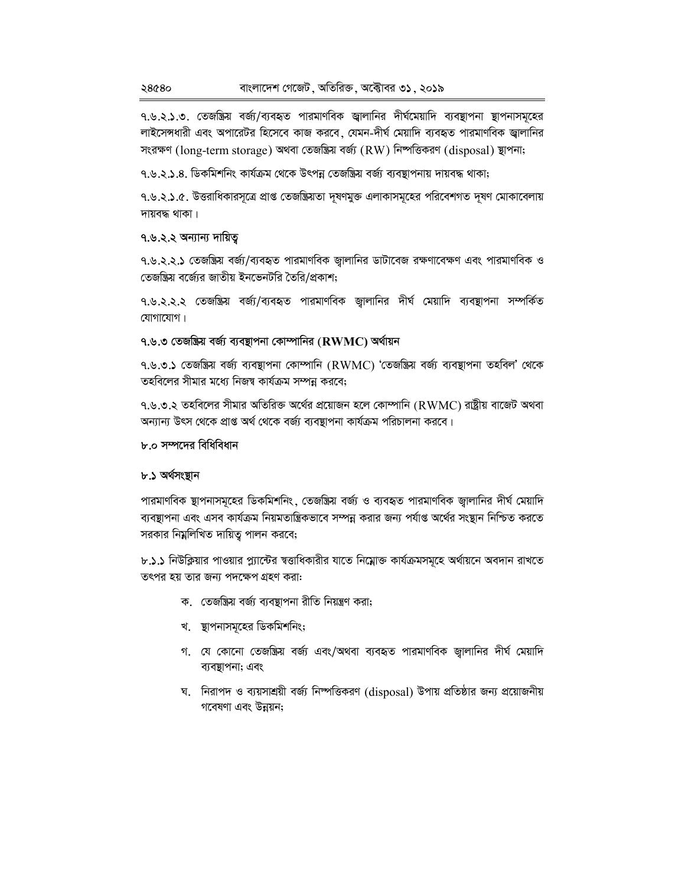৭.৬.২.১.৩. তেজস্ক্রিয় বর্জ্য/ব্যবহৃত পারমাণবিক জ্বালানির দীর্ঘমেয়াদি ব্যবস্থাপনা স্থাপনাসমূহের লাইসেন্সধারী এবং অপারেটর হিসেবে কাজ করবে, যেমন-দীর্ঘ মেয়াদি ব্যবহৃত পারমাণবিক জ্বালানির সংরক্ষণ (long-term storage) অথবা তেজস্ক্রিয় বর্জ্য (RW) নিষ্পত্তিকরণ (disposal) স্থাপনা;

৭.৬.২.১.৪. ডিকমিশনিং কার্যক্রম থেকে উৎপন্ন তেজস্ক্রিয় বর্জ্য ব্যবস্থাপনায় দায়বদ্ধ থাকা;

৭.৬.২.১.৫. উত্তরাধিকারসূত্রে প্রাপ্ত তেজস্ক্রিয়তা দূষণমুক্ত এলাকাসমূহের পরিবেশগত দূষণ মোকাবেলায় দায়বদ্ধ থাকা।

**৭.৬.২.২ অন্যান্য দায়িত্ব**

৭.৬.২.২.১ তেজস্ক্রিয় বর্জ্য/ব্যবহৃত পারমাণবিক জ্বালানির ডাটাবেজ রক্ষণাবেক্ষণ এবং পারমাণবিক ও তেজস্ক্রিয় বর্জ্যের জাতীয় ইনভেনটরি তৈরি/প্রকাশ;

৭.৬.২.২.২ তেজস্ক্রিয় বর্জ্য/ব্যবহৃত পারমাণবিক জ্বালানির দীর্ঘ মেয়াদি ব্যবস্থাপনা সম্পর্কিত যোগাযোগ।

**৭.৬.৩ তেজস্ক্রিয় বর্জ্য ব্যবস্থাপনা কোম্পানির (RWMC) অর্থায়ন**

৭.৬.৩.১ তেজস্ক্রিয় বর্জ্য ব্যবস্থাপনা কোম্পানি (RWMC) 'তেজস্ক্রিয় বর্জ্য ব্যবস্থাপনা তহবিল' থেকে তহবিলের সীমার মধ্যে নিজস্ব কার্যক্রম সম্পন্ন করবে;

৭.৬.৩.২ তহবিলের সীমার অতিরিক্ত অর্থের প্রয়োজন হলে কোম্পানি (RWMC) রাষ্ট্রীয় বাজেট অথবা অন্যান্য উৎস থেকে প্রাপ্ত অর্থ থেকে বর্জ্য ব্যবস্থাপনা কার্যক্রম পরিচালনা করবে।

## ৮.০ সম্পদের বিধিবিধান

### ৮.১ অর্থসংস্থান

পারমাণবিক স্থাপনাসমূহের ডিকমিশনিং, তেজস্ক্রিয় বর্জ্য ও ব্যবহৃত পারমাণবিক জ্বালানির দীর্ঘ মেয়াদি ব্যবস্থাপনা এবং এসব কার্যক্রম নিয়মতান্ত্রিকভাবে সম্পন্ন করার জন্য পর্যাপ্ত অর্থের সংস্থান নিশ্চিত করতে সরকার নিম্নলিখিত দায়িত্ব পালন করবে;

৮.১.১ নিউক্লিয়ার পাওয়ার প্ল্যান্টের স্বত্বাধিকারীর যাতে নিম্নোক্ত কার্যক্রমসমূহে অর্থায়নে অবদান রাখতে তৎপর হয় তার জন্য পদক্ষেপ গ্রহণ করা:

- ক. তেজস্ক্রিয় বর্জ্য ব্যবস্থাপনা রীতি নিয়ন্ত্রণ করা;
- খ. স্থাপনাসমূহের ডিকমিশনিং;
- গ. যে কোনো তেজস্ক্রিয় বর্জ্য এবং/অথবা ব্যবহৃত পারমাণবিক জ্বালানির দীর্ঘ মেয়াদি ব্যবস্থাপনা; এবং
- ঘ. নিরাপদ ও ব্যয়সাশ্রয়ী বর্জ্য নিষ্পত্তিকরণ (disposal) উপায় প্রতিষ্ঠার জন্য প্রয়োজনীয় গবেষণা এবং উন্নয়ন;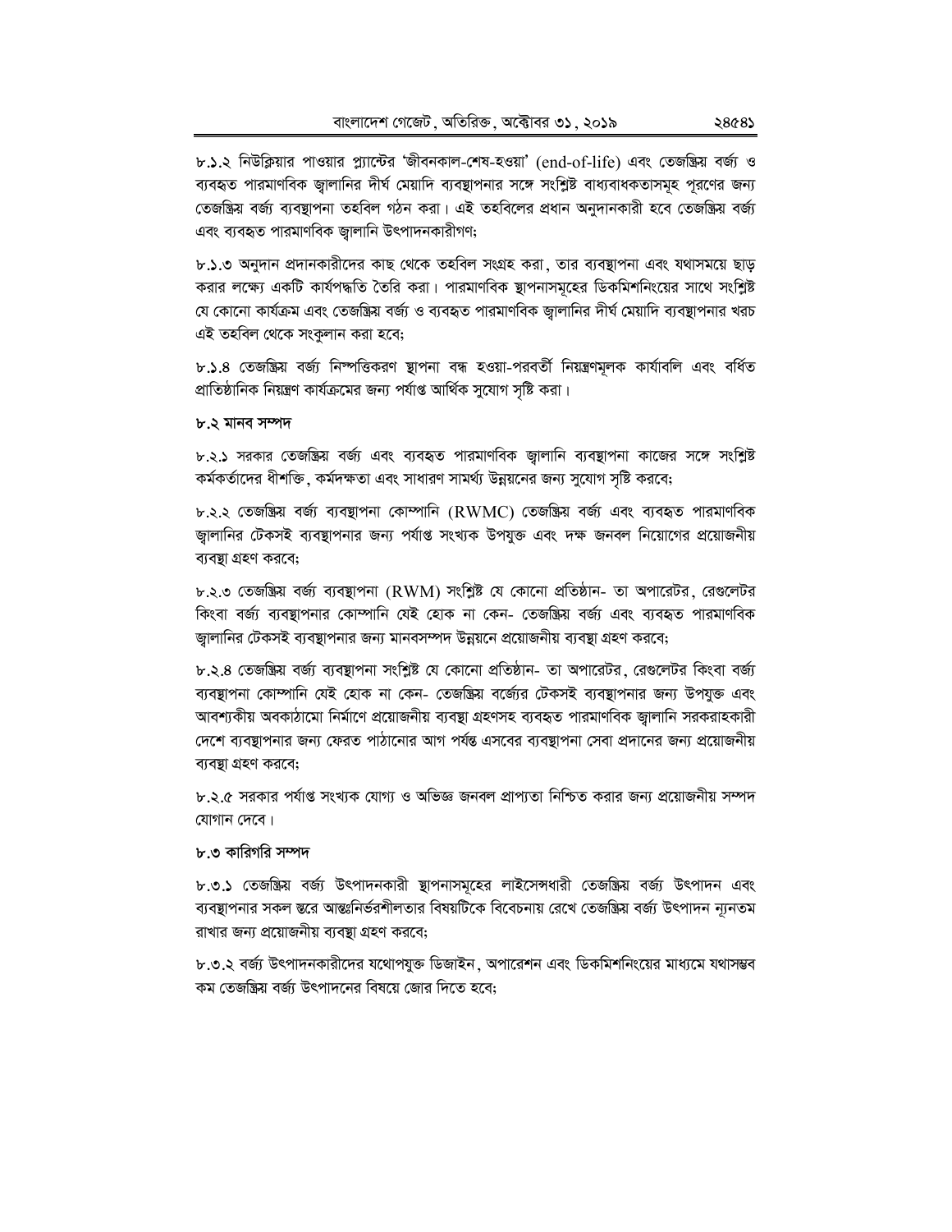৮.১.২ নিউক্লিয়ার পাওয়ার প্ল্যান্টের 'জীবনকাল-শেষ-হওয়া' (end-of-life) এবং তেজস্ক্রিয় বর্জ্য ও ব্যবহৃত পারমাণবিক জ্বালানির দীর্ঘ মেয়াদি ব্যবস্থাপনার সঙ্গে সংশ্লিষ্ট বাধ্যবাধকতাসমূহ পূরণের জন্য তেজস্ক্রিয় বর্জ্য ব্যবস্থাপনা তহবিল গঠন করা। এই তহবিলের প্রধান অনুদানকারী হবে তেজস্ক্রিয় বর্জ্য এবং ব্যবহৃত পারমাণবিক জ্বালানি উৎপাদনকারীগণ;

৮.১.৩ অনুদান প্রদানকারীদের কাছ থেকে তহবিল সংগ্রহ করা, তার ব্যবস্থাপনা এবং যথাসময়ে ছাড় করার লক্ষ্যে একটি কার্যপদ্ধতি তৈরি করা। পারমাণবিক স্থাপনাসমূহের ডিকমিশনিংয়ের সাথে সংশ্লিষ্ট যে কোনো কার্যক্রম এবং তেজস্ক্রিয় বর্জ্য ও ব্যবহৃত পারমাণবিক জ্বালানির দীর্ঘ মেয়াদি ব্যবস্থাপনার খরচ এই তহবিল থেকে সংকুলান করা হবে;

৮.১.৪ তেজস্ক্রিয় বর্জ্য নিষ্পত্তিকরণ স্থাপনা বন্ধ হওয়া-পরবর্তী নিয়ন্ত্রণমূলক কার্যাবলি এবং বর্ধিত প্রাতিষ্ঠানিক নিয়ন্ত্রণ কার্যক্রমের জন্য পর্যাপ্ত আর্থিক সুযোগ সৃষ্টি করা।

**৮.২ মানব সম্পদ**

৮.২.১ সরকার তেজস্ক্রিয় বর্জ্য এবং ব্যবহৃত পারমাণবিক জ্বালানি ব্যবস্থাপনা কাজের সঙ্গে সংশ্লিষ্ট কর্মকর্তাদের ধীশক্তি, কর্মদক্ষতা এবং সাধারণ সামর্থ্য উন্নয়নের জন্য সুযোগ সৃষ্টি করবে;

৮.২.২ তেজস্ক্রিয় বর্জ্য ব্যবস্থাপনা কোম্পানি (RWMC) তেজস্ক্রিয় বর্জ্য এবং ব্যবহৃত পারমাণবিক জ্বালানির টেকসই ব্যবস্থাপনার জন্য পর্যাপ্ত সংখ্যক উপযুক্ত এবং দক্ষ জনবল নিয়োগের প্রয়োজনীয় ব্যবস্থা গ্রহণ করবে;

৮.২.৩ তেজস্ক্রিয় বর্জ্য ব্যবস্থাপনা (RWM) সংশ্লিষ্ট যে কোনো প্রতিষ্ঠান- তা অপারেটর, রেগুলেটর কিংবা বর্জ্য ব্যবস্থাপনার কোম্পানি যেই হোক না কেন- তেজস্ক্রিয় বর্জ্য এবং ব্যবহৃত পারমাণবিক জ্বালানির টেকসই ব্যবস্থাপনার জন্য মানবসম্পদ উন্নয়নে প্রয়োজনীয় ব্যবস্থা গ্রহণ করবে;

৮.২.৪ তেজস্ক্রিয় বর্জ্য ব্যবস্থাপনা সংশ্লিষ্ট যে কোনো প্রতিষ্ঠান- তা অপারেটর, রেগুলেটর কিংবা বর্জ্য ব্যবস্থাপনা কোম্পানি যেই হোক না কেন- তেজস্ক্রিয় বর্জ্যের টেকসই ব্যবস্থাপনার জন্য উপযুক্ত এবং আবশ্যকীয় অবকাঠামো নির্মাণে প্রয়োজনীয় ব্যবস্থা গ্রহণসহ ব্যবহৃত পারমাণবিক জ্বালানি সরবরাহকারী দেশে ব্যবস্থাপনার জন্য ফেরত পাঠানোর আগ পর্যন্ত এসবের ব্যবস্থাপনা সেবা প্রদানের জন্য প্রয়োজনীয় ব্যবস্থা গ্রহণ করবে;

৮.২.৫ সরকার পর্যাপ্ত সংখ্যক যোগ্য ও অভিজ্ঞ জনবল প্রাপ্যতা নিশ্চিত করার জন্য প্রয়োজনীয় সম্পদ যোগান দেবে।

**৮.৩ কারিগরি সম্পদ**

৮.৩.১ তেজস্ক্রিয় বর্জ্য উৎপাদনকারী স্থাপনাসমূহের লাইসেন্সধারী তেজস্ক্রিয় বর্জ্য উৎপাদন এবং ব্যবস্থাপনার সকল স্তরে আন্তঃনির্ভরশীলতার বিষয়টিকে বিবেচনায় রেখে তেজস্ক্রিয় বর্জ্য উৎপাদন ন্যূনতম রাখার জন্য প্রয়োজনীয় ব্যবস্থা গ্রহণ করবে;

৮.৩.২ বর্জ্য উৎপাদনকারীদের যথোপযুক্ত ডিজাইন, অপারেশন এবং ডিকমিশনিংয়ের মাধ্যমে যথাসম্ভব কম তেজস্ক্রিয় বর্জ্য উৎপাদনের বিষয়ে জোর দিতে হবে;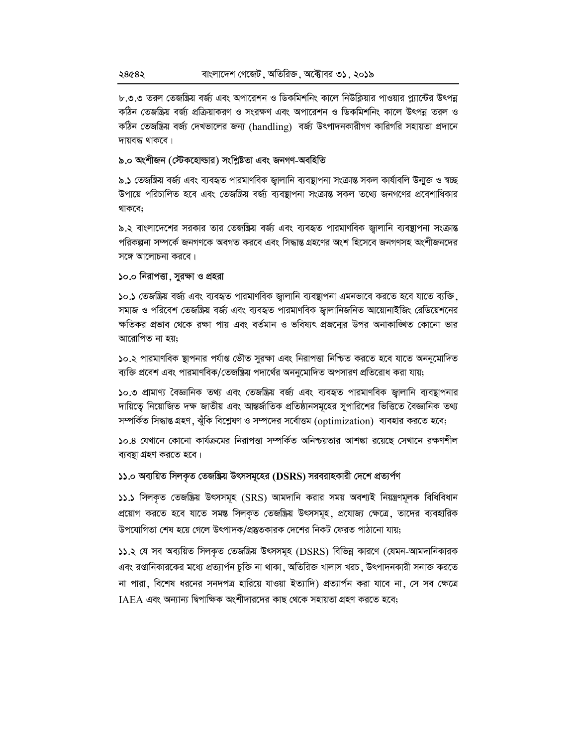৮.৩.৩ তরল তেজস্ক্রিয় বর্জ্য এবং অপারেশন ও ডিকমিশনিং কালে নিউক্লিয়ার পাওয়ার প্ল্যান্টের উৎপন্ন কঠিন তেজস্ক্রিয় বর্জ্য প্রক্রিয়াকরণ ও সংরক্ষণ এবং অপারেশন ও ডিকমিশনিং কালে উৎপন্ন তরল ও কঠিন তেজস্ক্রিয় বর্জ্য দেখভালের জন্য (handling) বর্জ্য উৎপাদনকারীগণ কারিগরি সহায়তা প্রদানে দায়বদ্ধ থাকবে।

**৯.০ অংশীজন (স্টেকহোল্ডার) সংশ্লিষ্টতা এবং জনগণ-অবহিতি**

৯.১ তেজস্ক্রিয় বর্জ্য এবং ব্যবহৃত পারমাণবিক জ্বালানি ব্যবস্থাপনা সংক্রান্ত সকল কার্যাবলি উন্মুক্ত ও স্বচ্ছ উপায়ে পরিচালিত হবে এবং তেজস্ক্রিয় বর্জ্য ব্যবস্থাপনা সংক্রান্ত সকল তথ্যে জনগণের প্রবেশাধিকার থাকবে;

৯.২ বাংলাদেশের সরকার তার তেজস্ক্রিয় বর্জ্য এবং ব্যবহৃত পারমাণবিক জ্বালানি ব্যবস্থাপনা সংক্রান্ত পরিকল্পনা সম্পর্কে জনগণকে অবগত করবে এবং সিদ্ধান্ত গ্রহণের অংশ হিসেবে জনগণসহ অংশীজনদের সঙ্গে আলোচনা করবে।

**১০.০ নিরাপত্তা, সুরক্ষা ও প্রহরা**

১০.১ তেজস্ক্রিয় বর্জ্য এবং ব্যবহৃত পারমাণবিক জ্বালানি ব্যবস্থাপনা এমনভাবে করতে হবে যাতে ব্যক্তি, সমাজ ও পরিবেশ তেজস্ক্রিয় বর্জ্য এবং ব্যবহৃত পারমাণবিক জ্বালানিজনিত আয়োনাইজিং রেডিয়েশনের ক্ষতিকর প্রভাব থেকে রক্ষা পায় এবং বর্তমান ও ভবিষ্যৎ প্রজন্মের উপর অনাকাঙ্খিত কোনো ভার আরোপিত না হয়;

১০.২ পারমাণবিক স্থাপনার পর্যাপ্ত ভৌত সুরক্ষা এবং নিরাপত্তা নিশ্চিত করতে হবে যাতে অননুমোদিত ব্যক্তি প্রবেশ এবং পারমাণবিক/তেজস্ক্রিয় পদার্থের অননুমোদিত অপসারণ প্রতিরোধ করা যায়;

১০.৩ প্রামাণ্য বৈজ্ঞানিক তথ্য এবং তেজস্ক্রিয় বর্জ্য এবং ব্যবহৃত পারমাণবিক জ্বালানি ব্যবস্থাপনার দায়িত্বে নিয়োজিত দক্ষ জাতীয় এবং আন্তর্জাতিক প্রতিষ্ঠানসমূহের সুপারিশের ভিত্তিতে বৈজ্ঞানিক তথ্য সম্পর্কিত সিদ্ধান্ত গ্রহণ, ঝুঁকি বিশ্লেষণ ও সম্পদের সর্বোত্তম (optimization) ব্যবহার করতে হবে;

১০.৪ যেখানে কোনো কার্যক্রমের নিরাপত্তা সম্পর্কিত অনিশ্চয়তার আশঙ্কা রয়েছে সেখানে রক্ষণশীল ব্যবস্থা গ্রহণ করতে হবে।

**১১.০ অব্যয়িত সিলকৃত তেজস্ক্রিয় উৎসসমূহের (DSRS) সরবরাহকারী দেশে প্রত্যর্পণ**

১১.১ সিলকৃত তেজস্ক্রিয় উৎসসমূহ (SRS) আমদানি করার সময় অবশ্যই নিয়ন্ত্রণমূলক বিধিবিধান প্রয়োগ করতে হবে যাতে সমস্ত সিলকৃত তেজস্ক্রিয় উৎসসমূহ, প্রযোজ্য ক্ষেত্রে, তাদের ব্যবহারিক উপযোগিতা শেষ হয়ে গেলে উৎপাদক/প্রস্তুতকারক দেশের নিকট ফেরত পাঠানো যায়;

১১.২ যে সব অব্যয়িত সিলকৃত তেজস্ক্রিয় উৎসসমূহ (DSRS) বিভিন্ন কারণে (যেমন-আমদানিকারক এবং রপ্তানিকারকের মধ্যে প্রত্যার্পন চুক্তি না থাকা, অতিরিক্ত খালাস খরচ, উৎপাদনকারী সনাক্ত করতে না পারা, বিশেষ ধরনের সনদপত্র হারিয়ে যাওয়া ইত্যাদি) প্রত্যার্পন করা যাবে না, সে সব ক্ষেত্রে IAEA এবং অন্যান্য দ্বিপাক্ষিক অংশীদারদের কাছ থেকে সহায়তা গ্রহণ করতে হবে;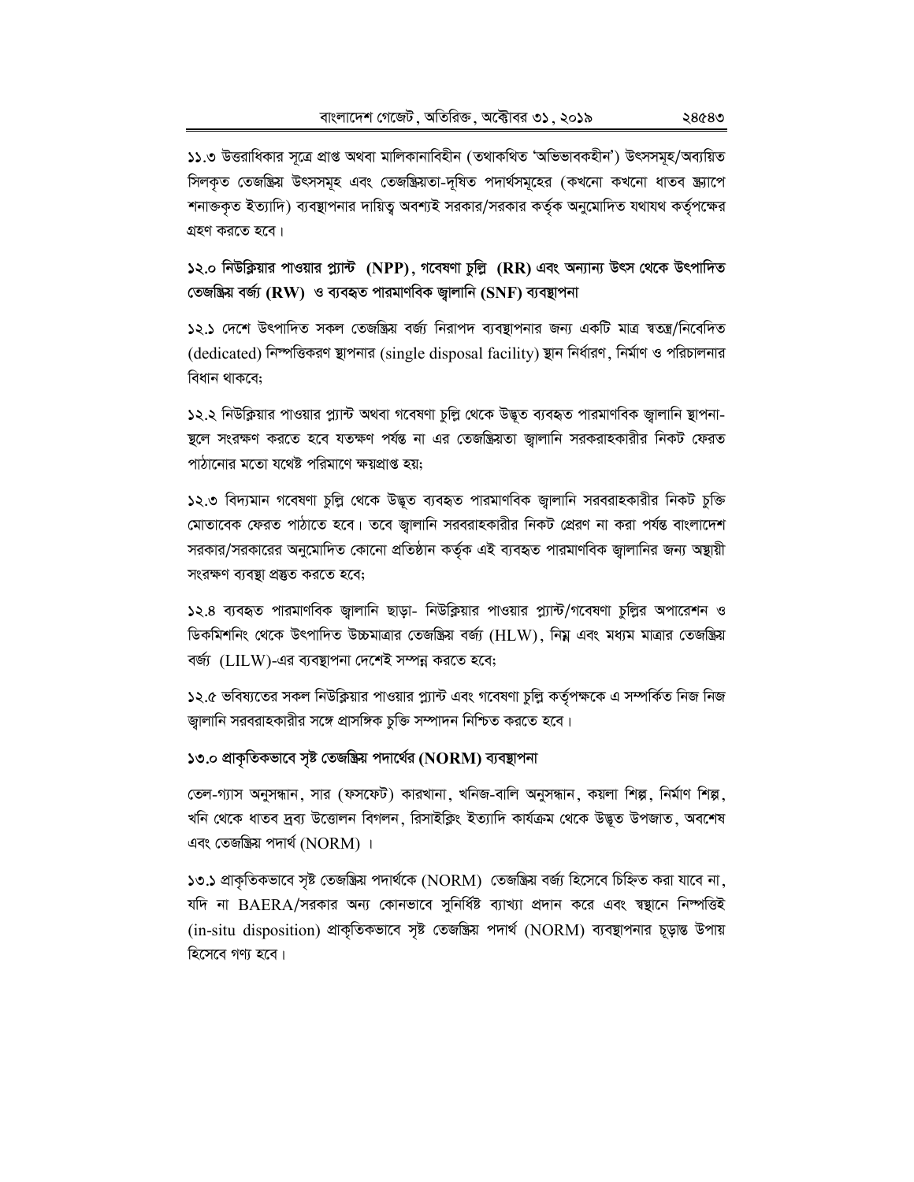১১.৩ উত্তরাধিকার সূত্রে প্রাপ্ত অথবা মালিকানাবিহীন (তথাকথিত 'অভিভাবকহীন') উৎসসমূহ/অব্যয়িত সিলকৃত তেজস্ক্রিয় উৎসসমূহ এবং তেজস্ক্রিয়তা-দূষিত পদার্থসমূহের (কখনো কখনো ধাতব স্ক্র্যাপে শনাক্তকৃত ইত্যাদি) ব্যবস্থাপনার দায়িত্ব অবশ্যই সরকার/সরকার কর্তৃক অনুমোদিত যথাযথ কর্তৃপক্ষের গ্রহণ করতে হবে।

## ১২.০ নিউক্লিয়ার পাওয়ার প্ল্যান্ট (NPP), গবেষণা চুল্লি (RR) এবং অন্যান্য উৎস থেকে উৎপাদিত তেজস্ক্রিয় বর্জ্য (RW) ও ব্যবহৃত পারমাণবিক জ্বালানি (SNF) ব্যবস্থাপনা

১২.১ দেশে উৎপাদিত সকল তেজস্ক্রিয় বর্জ্য নিরাপদ ব্যবস্থাপনার জন্য একটি মাত্র স্বতন্ত্র/নিবেদিত (dedicated) নিষ্পত্তিকরণ স্থাপনার (single disposal facility) স্থান নির্ধারণ, নির্মাণ ও পরিচালনার বিধান থাকবে;

১২.২ নিউক্লিয়ার পাওয়ার প্ল্যান্ট অথবা গবেষণা চুল্লি থেকে উদ্ভূত ব্যবহৃত পারমাণবিক জ্বালানি স্থাপনা-স্থলে সংরক্ষণ করতে হবে যতক্ষণ পর্যন্ত না এর তেজস্ক্রিয়তা জ্বালানি সরকরাহকারীর নিকট ফেরত পাঠানোর মতো যথেষ্ট পরিমাণে ক্ষয়প্রাপ্ত হয়;

১২.৩ বিদ্যমান গবেষণা চুল্লি থেকে উদ্ভূত ব্যবহৃত পারমাণবিক জ্বালানি সরবরাহকারীর নিকট চুক্তি মোতাবেক ফেরত পাঠাতে হবে। তবে জ্বালানি সরবরাহকারীর নিকট প্রেরণ না করা পর্যন্ত বাংলাদেশ সরকার/সরকারের অনুমোদিত কোনো প্রতিষ্ঠান কর্তৃক এই ব্যবহৃত পারমাণবিক জ্বালানির জন্য অস্থায়ী সংরক্ষণ ব্যবস্থা প্রস্তুত করতে হবে;

১২.৪ ব্যবহৃত পারমাণবিক জ্বালানি ছাড়া- নিউক্লিয়ার পাওয়ার প্ল্যান্ট/গবেষণা চুল্লির অপারেশন ও ডিকমিশনিং থেকে উৎপাদিত উচ্চমাত্রার তেজস্ক্রিয় বর্জ্য (HLW), নিম্ন এবং মধ্যম মাত্রার তেজস্ক্রিয় বর্জ্য (LILW)-এর ব্যবস্থাপনা দেশেই সম্পন্ন করতে হবে;

১২.৫ ভবিষ্যতের সকল নিউক্লিয়ার পাওয়ার প্ল্যান্ট এবং গবেষণা চুল্লি কর্তৃপক্ষকে এ সম্পর্কিত নিজ নিজ জ্বালানি সরবরাহকারীর সঙ্গে প্রাসঙ্গিক চুক্তি সম্পাদন নিশ্চিত করতে হবে।

## ১৩.০ প্রাকৃতিকভাবে সৃষ্ট তেজস্ক্রিয় পদার্থের (NORM) ব্যবস্থাপনা

তেল-গ্যাস অনুসন্ধান, সার (ফসফেট) কারখানা, খনিজ-বালি অনুসন্ধান, কয়লা শিল্প, নির্মাণ শিল্প, খনি থেকে ধাতব দ্রব্য উত্তোলন বিগলন, রিসাইক্লিং ইত্যাদি কার্যক্রম থেকে উদ্ভূত উপজাত, অবশেষ এবং তেজস্ক্রিয় পদার্থ (NORM)।

১৩.১ প্রাকৃতিকভাবে সৃষ্ট তেজস্ক্রিয় পদার্থকে (NORM) তেজস্ক্রিয় বর্জ্য হিসেবে চিহ্নিত করা যাবে না, যদি না BAERA/সরকার অন্য কোনভাবে সুনির্দিষ্ট ব্যাখ্যা প্রদান করে এবং স্বস্থানে নিষ্পত্তিই (in-situ disposition) প্রাকৃতিকভাবে সৃষ্ট তেজস্ক্রিয় পদার্থ (NORM) ব্যবস্থাপনার চূড়ান্ত উপায় হিসেবে গণ্য হবে।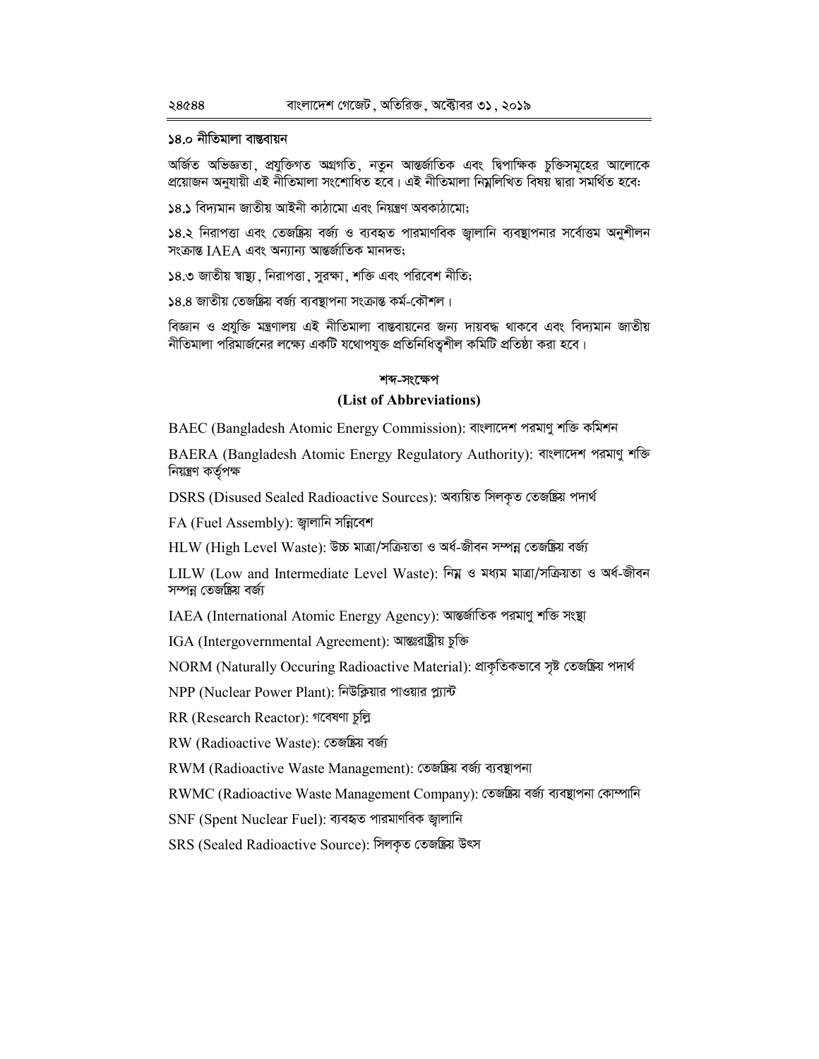## ১৪.০ নীতিমালা বাস্তবায়ন

অর্জিত অভিজ্ঞতা, প্রযুক্তিগত অগ্রগতি, নতুন আন্তর্জাতিক এবং দ্বিপাক্ষিক চুক্তিসমূহের আলোকে প্রয়োজন অনুযায়ী এই নীতিমালা সংশোধিত হবে। এই নীতিমালা নিম্নলিখিত বিষয় দ্বারা সমর্থিত হবে:

১৪.১ বিদ্যমান জাতীয় আইনী কাঠামো এবং নিয়ন্ত্রণ অবকাঠামো;

১৪.২ নিরাপত্তা এবং তেজষ্ক্রিয় বর্জ্য ও ব্যবহৃত পারমাণবিক জ্বালানি ব্যবস্থাপনার সর্বোত্তম অনুশীলন সংক্রান্ত IAEA এবং অন্যান্য আন্তর্জাতিক মানদন্ড;

১৪.৩ জাতীয় স্বাস্থ্য, নিরাপত্তা, সুরক্ষা, শক্তি এবং পরিবেশ নীতি;

১৪.৪ জাতীয় তেজষ্ক্রিয় বর্জ্য ব্যবস্থাপনা সংক্রান্ত কর্ম-কৌশল।

বিজ্ঞান ও প্রযুক্তি মন্ত্রণালয় এই নীতিমালা বাস্তবায়নের জন্য দায়বদ্ধ থাকবে এবং বিদ্যমান জাতীয় নীতিমালা পরিমার্জনের লক্ষ্যে একটি যথোপযুক্ত প্রতিনিধিত্বশীল কমিটি প্রতিষ্ঠা করা হবে।

### শব্দ-সংক্ষেপ

### (List of Abbreviations)

BAEC (Bangladesh Atomic Energy Commission): বাংলাদেশ পরমাণু শক্তি কমিশন

BAERA (Bangladesh Atomic Energy Regulatory Authority): বাংলাদেশ পরমাণু শক্তি নিয়ন্ত্রণ কর্তৃপক্ষ

DSRS (Disused Sealed Radioactive Sources): অব্যয়িত সিলকৃত তেজষ্ক্রিয় পদার্থ

FA (Fuel Assembly): জ্বালানি সন্নিবেশ

HLW (High Level Waste): উচ্চ মাত্রা/সক্রিয়তা ও অর্ধ-জীবন সম্পন্ন তেজষ্ক্রিয় বর্জ্য

LILW (Low and Intermediate Level Waste): নিম্ন ও মধ্যম মাত্রা/সক্রিয়তা ও অর্ধ-জীবন সম্পন্ন তেজষ্ক্রিয় বর্জ্য

IAEA (International Atomic Energy Agency): আন্তর্জাতিক পরমাণু শক্তি সংস্থা

IGA (Intergovernmental Agreement): আন্তঃরাষ্ট্রীয় চুক্তি

NORM (Naturally Occuring Radioactive Material): প্রাকৃতিকভাবে সৃষ্ট তেজষ্ক্রিয় পদার্থ

NPP (Nuclear Power Plant): নিউক্লিয়ার পাওয়ার প্ল্যান্ট

RR (Research Reactor): গবেষণা চুল্লি

RW (Radioactive Waste): তেজষ্ক্রিয় বর্জ্য

RWM (Radioactive Waste Management): তেজষ্ক্রিয় বর্জ্য ব্যবস্থাপনা

RWMC (Radioactive Waste Management Company): তেজষ্ক্রিয় বর্জ্য ব্যবস্থাপনা কোম্পানি

SNF (Spent Nuclear Fuel): ব্যবহৃত পারমাণবিক জ্বালানি

SRS (Sealed Radioactive Source): সিলকৃত তেজষ্ক্রিয় উৎস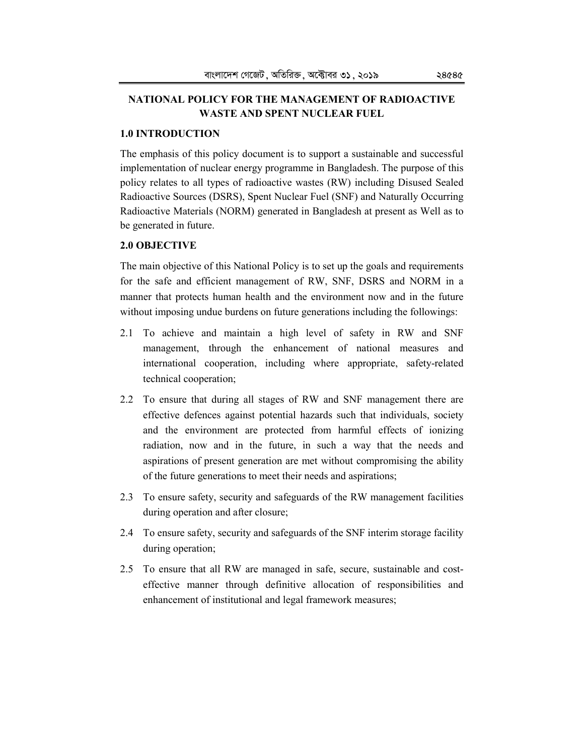## NATIONAL POLICY FOR THE MANAGEMENT OF RADIOACTIVE WASTE AND SPENT NUCLEAR FUEL

### 1.0 INTRODUCTION

The emphasis of this policy document is to support a sustainable and successful implementation of nuclear energy programme in Bangladesh. The purpose of this policy relates to all types of radioactive wastes (RW) including Disused Sealed Radioactive Sources (DSRS), Spent Nuclear Fuel (SNF) and Naturally Occurring Radioactive Materials (NORM) generated in Bangladesh at present as Well as to be generated in future.

### 2.0 OBJECTIVE

The main objective of this National Policy is to set up the goals and requirements for the safe and efficient management of RW, SNF, DSRS and NORM in a manner that protects human health and the environment now and in the future without imposing undue burdens on future generations including the followings:

2.1 To achieve and maintain a high level of safety in RW and SNF management, through the enhancement of national measures and international cooperation, including where appropriate, safety-related technical cooperation;

2.2 To ensure that during all stages of RW and SNF management there are effective defences against potential hazards such that individuals, society and the environment are protected from harmful effects of ionizing radiation, now and in the future, in such a way that the needs and aspirations of present generation are met without compromising the ability of the future generations to meet their needs and aspirations;

2.3 To ensure safety, security and safeguards of the RW management facilities during operation and after closure;

2.4 To ensure safety, security and safeguards of the SNF interim storage facility during operation;

2.5 To ensure that all RW are managed in safe, secure, sustainable and cost-effective manner through definitive allocation of responsibilities and enhancement of institutional and legal framework measures;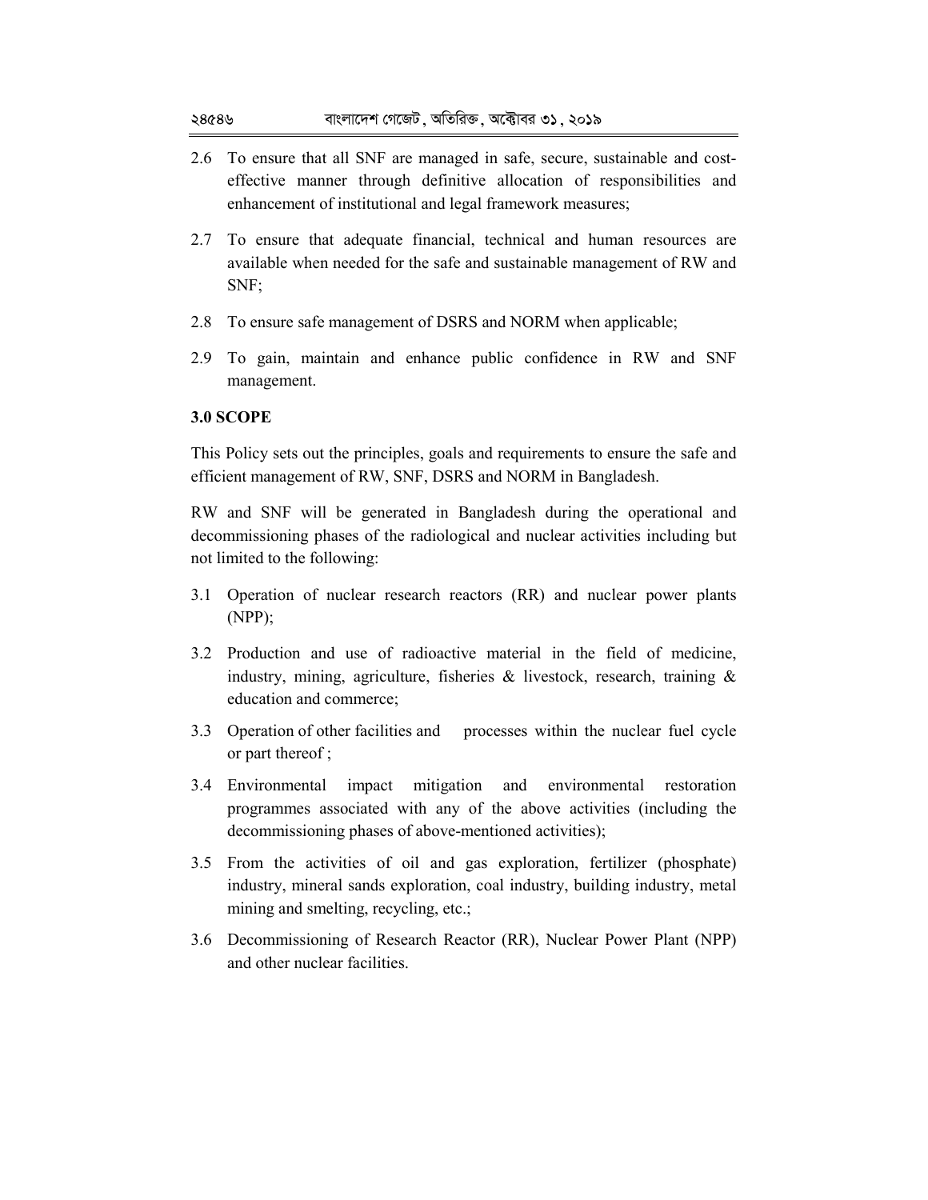2.6 To ensure that all SNF are managed in safe, secure, sustainable and cost-effective manner through definitive allocation of responsibilities and enhancement of institutional and legal framework measures;

2.7 To ensure that adequate financial, technical and human resources are available when needed for the safe and sustainable management of RW and SNF;

2.8 To ensure safe management of DSRS and NORM when applicable;

2.9 To gain, maintain and enhance public confidence in RW and SNF management.

**3.0 SCOPE**

This Policy sets out the principles, goals and requirements to ensure the safe and efficient management of RW, SNF, DSRS and NORM in Bangladesh.

RW and SNF will be generated in Bangladesh during the operational and decommissioning phases of the radiological and nuclear activities including but not limited to the following:

3.1 Operation of nuclear research reactors (RR) and nuclear power plants (NPP);

3.2 Production and use of radioactive material in the field of medicine, industry, mining, agriculture, fisheries & livestock, research, training & education and commerce;

3.3 Operation of other facilities and processes within the nuclear fuel cycle or part thereof ;

3.4 Environmental impact mitigation and environmental restoration programmes associated with any of the above activities (including the decommissioning phases of above-mentioned activities);

3.5 From the activities of oil and gas exploration, fertilizer (phosphate) industry, mineral sands exploration, coal industry, building industry, metal mining and smelting, recycling, etc.;

3.6 Decommissioning of Research Reactor (RR), Nuclear Power Plant (NPP) and other nuclear facilities.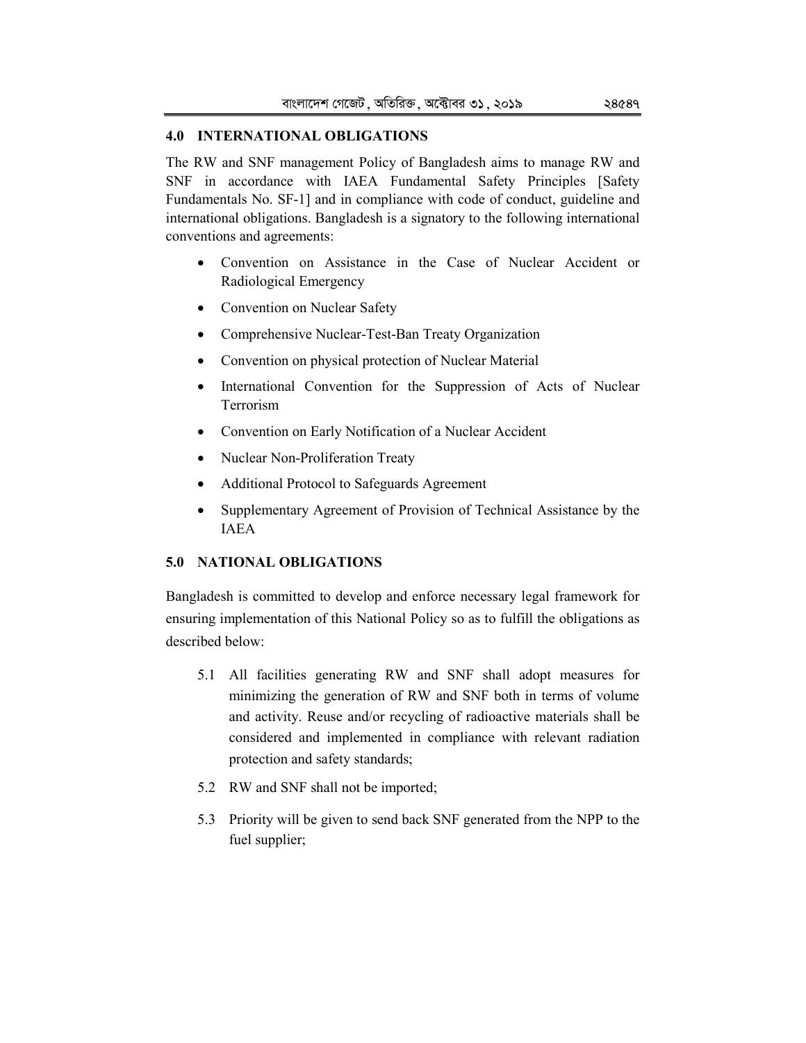## 4.0 INTERNATIONAL OBLIGATIONS

The RW and SNF management Policy of Bangladesh aims to manage RW and SNF in accordance with IAEA Fundamental Safety Principles [Safety Fundamentals No. SF-1] and in compliance with code of conduct, guideline and international obligations. Bangladesh is a signatory to the following international conventions and agreements:

- Convention on Assistance in the Case of Nuclear Accident or Radiological Emergency
- Convention on Nuclear Safety
- Comprehensive Nuclear-Test-Ban Treaty Organization
- Convention on physical protection of Nuclear Material
- International Convention for the Suppression of Acts of Nuclear Terrorism
- Convention on Early Notification of a Nuclear Accident
- Nuclear Non-Proliferation Treaty
- Additional Protocol to Safeguards Agreement
- Supplementary Agreement of Provision of Technical Assistance by the IAEA

## 5.0 NATIONAL OBLIGATIONS

Bangladesh is committed to develop and enforce necessary legal framework for ensuring implementation of this National Policy so as to fulfill the obligations as described below:

5.1 All facilities generating RW and SNF shall adopt measures for minimizing the generation of RW and SNF both in terms of volume and activity. Reuse and/or recycling of radioactive materials shall be considered and implemented in compliance with relevant radiation protection and safety standards;

5.2 RW and SNF shall not be imported;

5.3 Priority will be given to send back SNF generated from the NPP to the fuel supplier;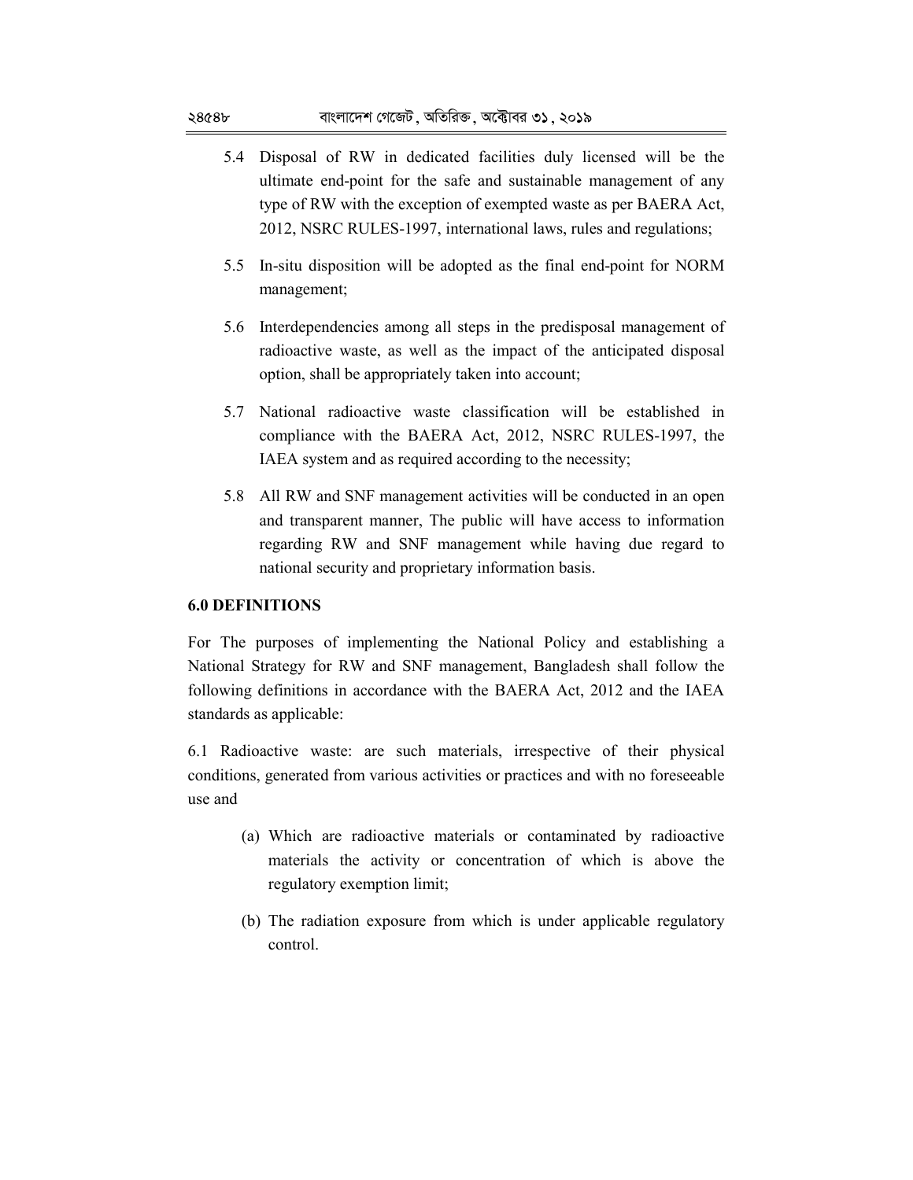5.4 Disposal of RW in dedicated facilities duly licensed will be the ultimate end-point for the safe and sustainable management of any type of RW with the exception of exempted waste as per BAERA Act, 2012, NSRC RULES-1997, international laws, rules and regulations;

5.5 In-situ disposition will be adopted as the final end-point for NORM management;

5.6 Interdependencies among all steps in the predisposal management of radioactive waste, as well as the impact of the anticipated disposal option, shall be appropriately taken into account;

5.7 National radioactive waste classification will be established in compliance with the BAERA Act, 2012, NSRC RULES-1997, the IAEA system and as required according to the necessity;

5.8 All RW and SNF management activities will be conducted in an open and transparent manner, The public will have access to information regarding RW and SNF management while having due regard to national security and proprietary information basis.

**6.0 DEFINITIONS**

For The purposes of implementing the National Policy and establishing a National Strategy for RW and SNF management, Bangladesh shall follow the following definitions in accordance with the BAERA Act, 2012 and the IAEA standards as applicable:

6.1 Radioactive waste: are such materials, irrespective of their physical conditions, generated from various activities or practices and with no foreseeable use and

(a) Which are radioactive materials or contaminated by radioactive materials the activity or concentration of which is above the regulatory exemption limit;

(b) The radiation exposure from which is under applicable regulatory control.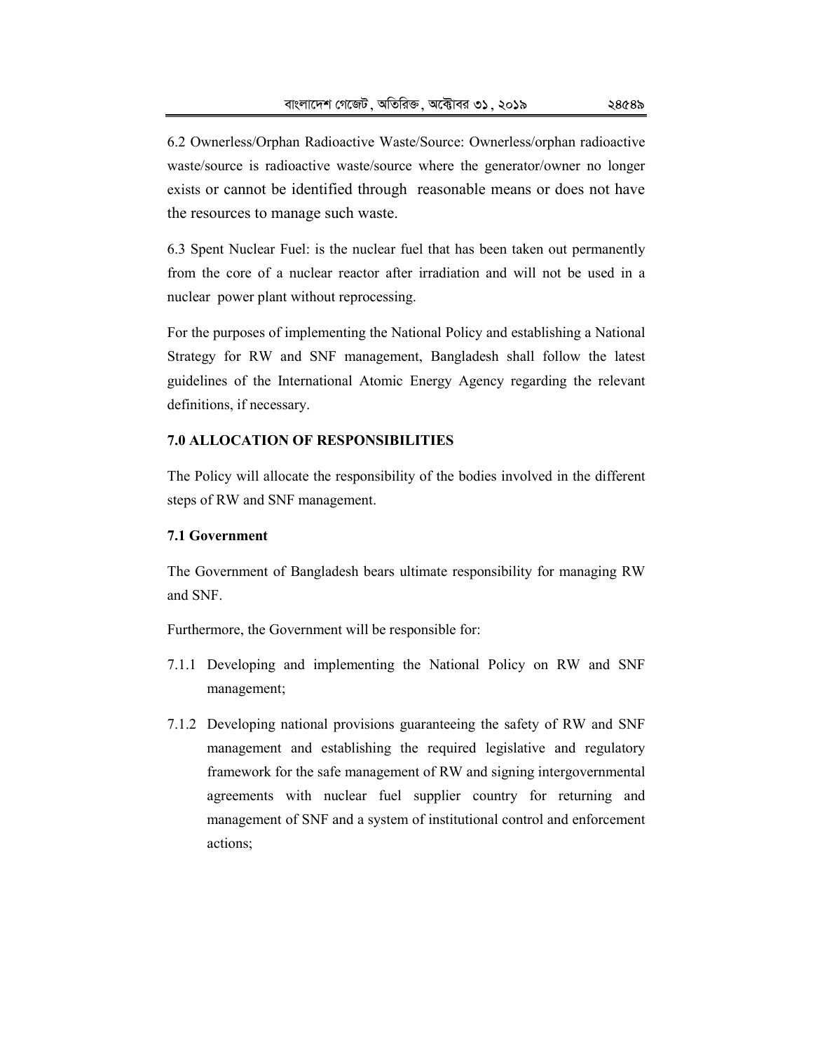6.2 Ownerless/Orphan Radioactive Waste/Source: Ownerless/orphan radioactive waste/source is radioactive waste/source where the generator/owner no longer exists or cannot be identified through reasonable means or does not have the resources to manage such waste.

6.3 Spent Nuclear Fuel: is the nuclear fuel that has been taken out permanently from the core of a nuclear reactor after irradiation and will not be used in a nuclear power plant without reprocessing.

For the purposes of implementing the National Policy and establishing a National Strategy for RW and SNF management, Bangladesh shall follow the latest guidelines of the International Atomic Energy Agency regarding the relevant definitions, if necessary.

## 7.0 ALLOCATION OF RESPONSIBILITIES

The Policy will allocate the responsibility of the bodies involved in the different steps of RW and SNF management.

### 7.1 Government

The Government of Bangladesh bears ultimate responsibility for managing RW and SNF.

Furthermore, the Government will be responsible for:

7.1.1 Developing and implementing the National Policy on RW and SNF management;

7.1.2 Developing national provisions guaranteeing the safety of RW and SNF management and establishing the required legislative and regulatory framework for the safe management of RW and signing intergovernmental agreements with nuclear fuel supplier country for returning and management of SNF and a system of institutional control and enforcement actions;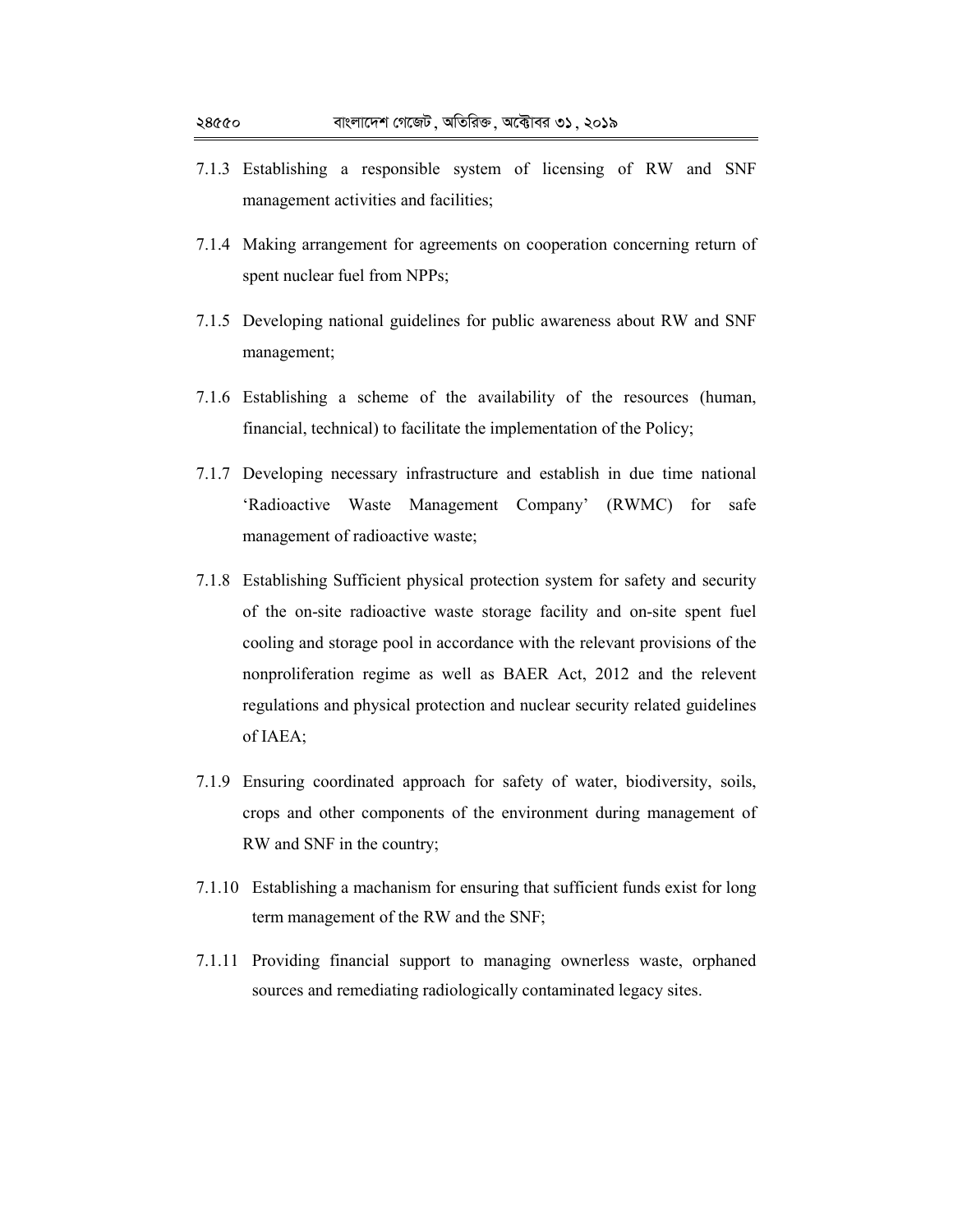7.1.3 Establishing a responsible system of licensing of RW and SNF management activities and facilities;

7.1.4 Making arrangement for agreements on cooperation concerning return of spent nuclear fuel from NPPs;

7.1.5 Developing national guidelines for public awareness about RW and SNF management;

7.1.6 Establishing a scheme of the availability of the resources (human, financial, technical) to facilitate the implementation of the Policy;

7.1.7 Developing necessary infrastructure and establish in due time national 'Radioactive Waste Management Company' (RWMC) for safe management of radioactive waste;

7.1.8 Establishing Sufficient physical protection system for safety and security of the on-site radioactive waste storage facility and on-site spent fuel cooling and storage pool in accordance with the relevant provisions of the nonproliferation regime as well as BAER Act, 2012 and the relevent regulations and physical protection and nuclear security related guidelines of IAEA;

7.1.9 Ensuring coordinated approach for safety of water, biodiversity, soils, crops and other components of the environment during management of RW and SNF in the country;

7.1.10 Establishing a machanism for ensuring that sufficient funds exist for long term management of the RW and the SNF;

7.1.11 Providing financial support to managing ownerless waste, orphaned sources and remediating radiologically contaminated legacy sites.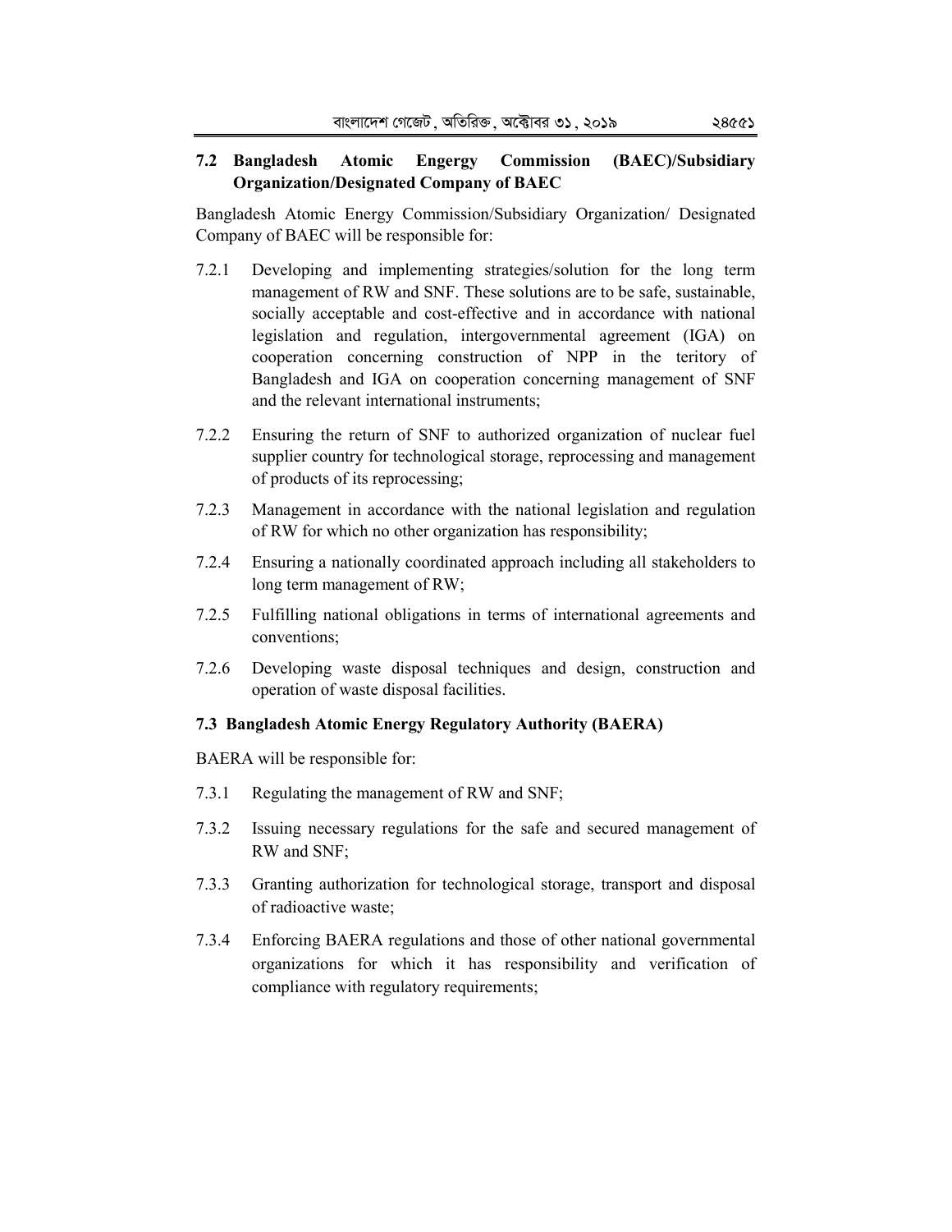### 7.2 Bangladesh Atomic Engergy Commission (BAEC)/Subsidiary Organization/Designated Company of BAEC

Bangladesh Atomic Energy Commission/Subsidiary Organization/ Designated Company of BAEC will be responsible for:

7.2.1 Developing and implementing strategies/solution for the long term management of RW and SNF. These solutions are to be safe, sustainable, socially acceptable and cost-effective and in accordance with national legislation and regulation, intergovernmental agreement (IGA) on cooperation concerning construction of NPP in the teritory of Bangladesh and IGA on cooperation concerning management of SNF and the relevant international instruments;

7.2.2 Ensuring the return of SNF to authorized organization of nuclear fuel supplier country for technological storage, reprocessing and management of products of its reprocessing;

7.2.3 Management in accordance with the national legislation and regulation of RW for which no other organization has responsibility;

7.2.4 Ensuring a nationally coordinated approach including all stakeholders to long term management of RW;

7.2.5 Fulfilling national obligations in terms of international agreements and conventions;

7.2.6 Developing waste disposal techniques and design, construction and operation of waste disposal facilities.

### 7.3 Bangladesh Atomic Energy Regulatory Authority (BAERA)

BAERA will be responsible for:

7.3.1 Regulating the management of RW and SNF;

7.3.2 Issuing necessary regulations for the safe and secured management of RW and SNF;

7.3.3 Granting authorization for technological storage, transport and disposal of radioactive waste;

7.3.4 Enforcing BAERA regulations and those of other national governmental organizations for which it has responsibility and verification of compliance with regulatory requirements;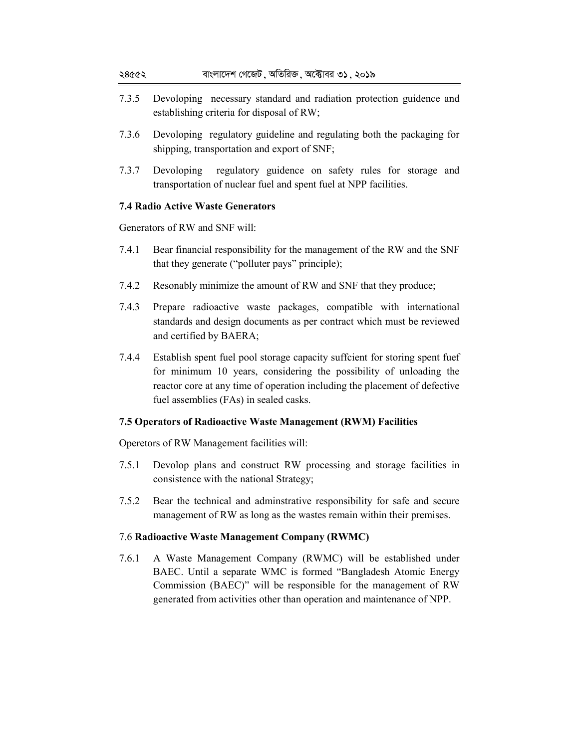7.3.5 Devoloping necessary standard and radiation protection guidence and establishing criteria for disposal of RW;

7.3.6 Devoloping regulatory guideline and regulating both the packaging for shipping, transportation and export of SNF;

7.3.7 Devoloping regulatory guidence on safety rules for storage and transportation of nuclear fuel and spent fuel at NPP facilities.

### 7.4 Radio Active Waste Generators

Generators of RW and SNF will:

7.4.1 Bear financial responsibility for the management of the RW and the SNF that they generate ("polluter pays" principle);

7.4.2 Resonably minimize the amount of RW and SNF that they produce;

7.4.3 Prepare radioactive waste packages, compatible with international standards and design documents as per contract which must be reviewed and certified by BAERA;

7.4.4 Establish spent fuel pool storage capacity suffcient for storing spent fuef for minimum 10 years, considering the possibility of unloading the reactor core at any time of operation including the placement of defective fuel assemblies (FAs) in sealed casks.

### 7.5 Operators of Radioactive Waste Management (RWM) Facilities

Operetors of RW Management facilities will:

7.5.1 Devolop plans and construct RW processing and storage facilities in consistence with the national Strategy;

7.5.2 Bear the technical and adminstrative responsibility for safe and secure management of RW as long as the wastes remain within their premises.

### 7.6 Radioactive Waste Management Company (RWMC)

7.6.1 A Waste Management Company (RWMC) will be established under BAEC. Until a separate WMC is formed "Bangladesh Atomic Energy Commission (BAEC)" will be responsible for the management of RW generated from activities other than operation and maintenance of NPP.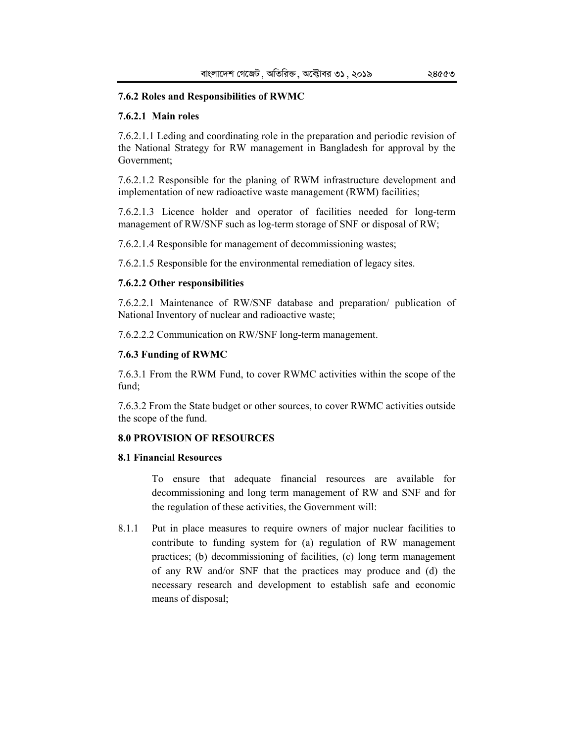### 7.6.2 Roles and Responsibilities of RWMC

#### 7.6.2.1 Main roles

7.6.2.1.1 Leding and coordinating role in the preparation and periodic revision of the National Strategy for RW management in Bangladesh for approval by the Government;

7.6.2.1.2 Responsible for the planing of RWM infrastructure development and implementation of new radioactive waste management (RWM) facilities;

7.6.2.1.3 Licence holder and operator of facilities needed for long-term management of RW/SNF such as log-term storage of SNF or disposal of RW;

7.6.2.1.4 Responsible for management of decommissioning wastes;

7.6.2.1.5 Responsible for the environmental remediation of legacy sites.

#### 7.6.2.2 Other responsibilities

7.6.2.2.1 Maintenance of RW/SNF database and preparation/ publication of National Inventory of nuclear and radioactive waste;

7.6.2.2.2 Communication on RW/SNF long-term management.

### 7.6.3 Funding of RWMC

7.6.3.1 From the RWM Fund, to cover RWMC activities within the scope of the fund;

7.6.3.2 From the State budget or other sources, to cover RWMC activities outside the scope of the fund.

## 8.0 PROVISION OF RESOURCES

### 8.1 Financial Resources

To ensure that adequate financial resources are available for decommissioning and long term management of RW and SNF and for the regulation of these activities, the Government will:

8.1.1 Put in place measures to require owners of major nuclear facilities to contribute to funding system for (a) regulation of RW management practices; (b) decommissioning of facilities, (c) long term management of any RW and/or SNF that the practices may produce and (d) the necessary research and development to establish safe and economic means of disposal;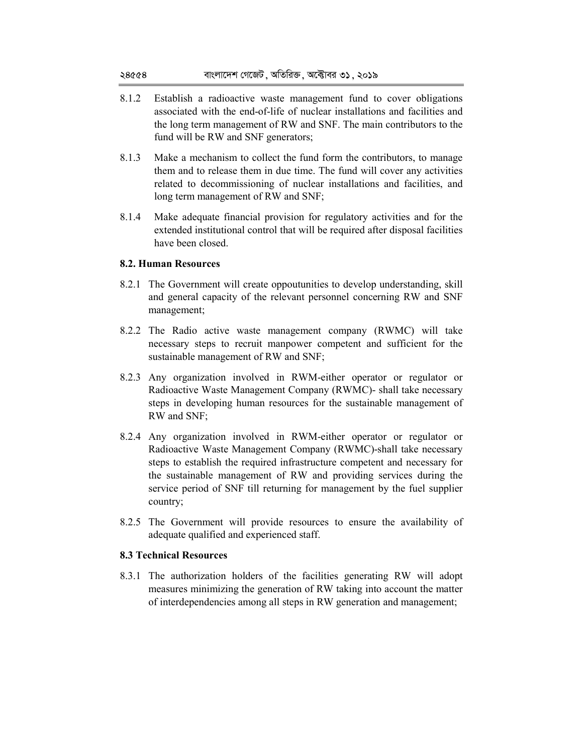8.1.2 Establish a radioactive waste management fund to cover obligations associated with the end-of-life of nuclear installations and facilities and the long term management of RW and SNF. The main contributors to the fund will be RW and SNF generators;

8.1.3 Make a mechanism to collect the fund form the contributors, to manage them and to release them in due time. The fund will cover any activities related to decommissioning of nuclear installations and facilities, and long term management of RW and SNF;

8.1.4 Make adequate financial provision for regulatory activities and for the extended institutional control that will be required after disposal facilities have been closed.

**8.2. Human Resources**

8.2.1 The Government will create oppoutunities to develop understanding, skill and general capacity of the relevant personnel concerning RW and SNF management;

8.2.2 The Radio active waste management company (RWMC) will take necessary steps to recruit manpower competent and sufficient for the sustainable management of RW and SNF;

8.2.3 Any organization involved in RWM-either operator or regulator or Radioactive Waste Management Company (RWMC)- shall take necessary steps in developing human resources for the sustainable management of RW and SNF;

8.2.4 Any organization involved in RWM-either operator or regulator or Radioactive Waste Management Company (RWMC)-shall take necessary steps to establish the required infrastructure competent and necessary for the sustainable management of RW and providing services during the service period of SNF till returning for management by the fuel supplier country;

8.2.5 The Government will provide resources to ensure the availability of adequate qualified and experienced staff.

**8.3 Technical Resources**

8.3.1 The authorization holders of the facilities generating RW will adopt measures minimizing the generation of RW taking into account the matter of interdependencies among all steps in RW generation and management;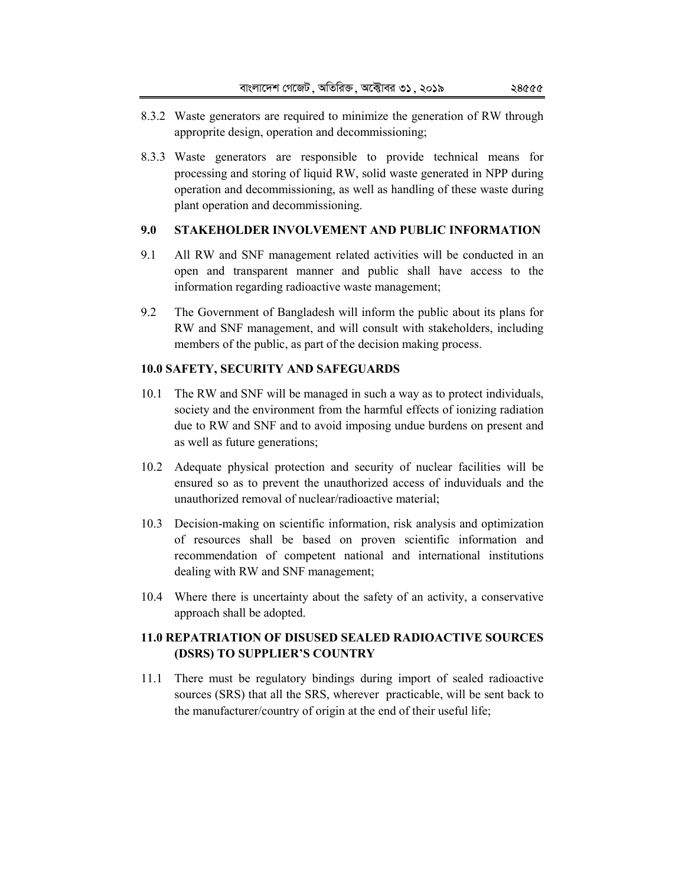8.3.2 Waste generators are required to minimize the generation of RW through approprite design, operation and decommissioning;

8.3.3 Waste generators are responsible to provide technical means for processing and storing of liquid RW, solid waste generated in NPP during operation and decommissioning, as well as handling of these waste during plant operation and decommissioning.

## 9.0 STAKEHOLDER INVOLVEMENT AND PUBLIC INFORMATION

9.1 All RW and SNF management related activities will be conducted in an open and transparent manner and public shall have access to the information regarding radioactive waste management;

9.2 The Government of Bangladesh will inform the public about its plans for RW and SNF management, and will consult with stakeholders, including members of the public, as part of the decision making process.

## 10.0 SAFETY, SECURITY AND SAFEGUARDS

10.1 The RW and SNF will be managed in such a way as to protect individuals, society and the environment from the harmful effects of ionizing radiation due to RW and SNF and to avoid imposing undue burdens on present and as well as future generations;

10.2 Adequate physical protection and security of nuclear facilities will be ensured so as to prevent the unauthorized access of induviduals and the unauthorized removal of nuclear/radioactive material;

10.3 Decision-making on scientific information, risk analysis and optimization of resources shall be based on proven scientific information and recommendation of competent national and international institutions dealing with RW and SNF management;

10.4 Where there is uncertainty about the safety of an activity, a conservative approach shall be adopted.

## 11.0 REPATRIATION OF DISUSED SEALED RADIOACTIVE SOURCES (DSRS) TO SUPPLIER'S COUNTRY

11.1 There must be regulatory bindings during import of sealed radioactive sources (SRS) that all the SRS, wherever practicable, will be sent back to the manufacturer/country of origin at the end of their useful life;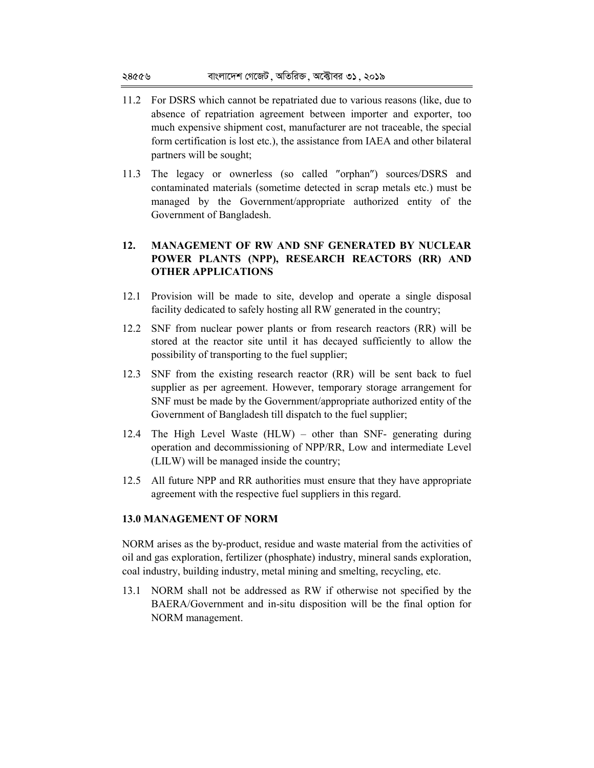11.2 For DSRS which cannot be repatriated due to various reasons (like, due to absence of repatriation agreement between importer and exporter, too much expensive shipment cost, manufacturer are not traceable, the special form certification is lost etc.), the assistance from IAEA and other bilateral partners will be sought;

11.3 The legacy or ownerless (so called ″orphan″) sources/DSRS and contaminated materials (sometime detected in scrap metals etc.) must be managed by the Government/appropriate authorized entity of the Government of Bangladesh.

## 12. MANAGEMENT OF RW AND SNF GENERATED BY NUCLEAR POWER PLANTS (NPP), RESEARCH REACTORS (RR) AND OTHER APPLICATIONS

12.1 Provision will be made to site, develop and operate a single disposal facility dedicated to safely hosting all RW generated in the country;

12.2 SNF from nuclear power plants or from research reactors (RR) will be stored at the reactor site until it has decayed sufficiently to allow the possibility of transporting to the fuel supplier;

12.3 SNF from the existing research reactor (RR) will be sent back to fuel supplier as per agreement. However, temporary storage arrangement for SNF must be made by the Government/appropriate authorized entity of the Government of Bangladesh till dispatch to the fuel supplier;

12.4 The High Level Waste (HLW) – other than SNF- generating during operation and decommissioning of NPP/RR, Low and intermediate Level (LILW) will be managed inside the country;

12.5 All future NPP and RR authorities must ensure that they have appropriate agreement with the respective fuel suppliers in this regard.

## 13.0 MANAGEMENT OF NORM

NORM arises as the by-product, residue and waste material from the activities of oil and gas exploration, fertilizer (phosphate) industry, mineral sands exploration, coal industry, building industry, metal mining and smelting, recycling, etc.

13.1 NORM shall not be addressed as RW if otherwise not specified by the BAERA/Government and in-situ disposition will be the final option for NORM management.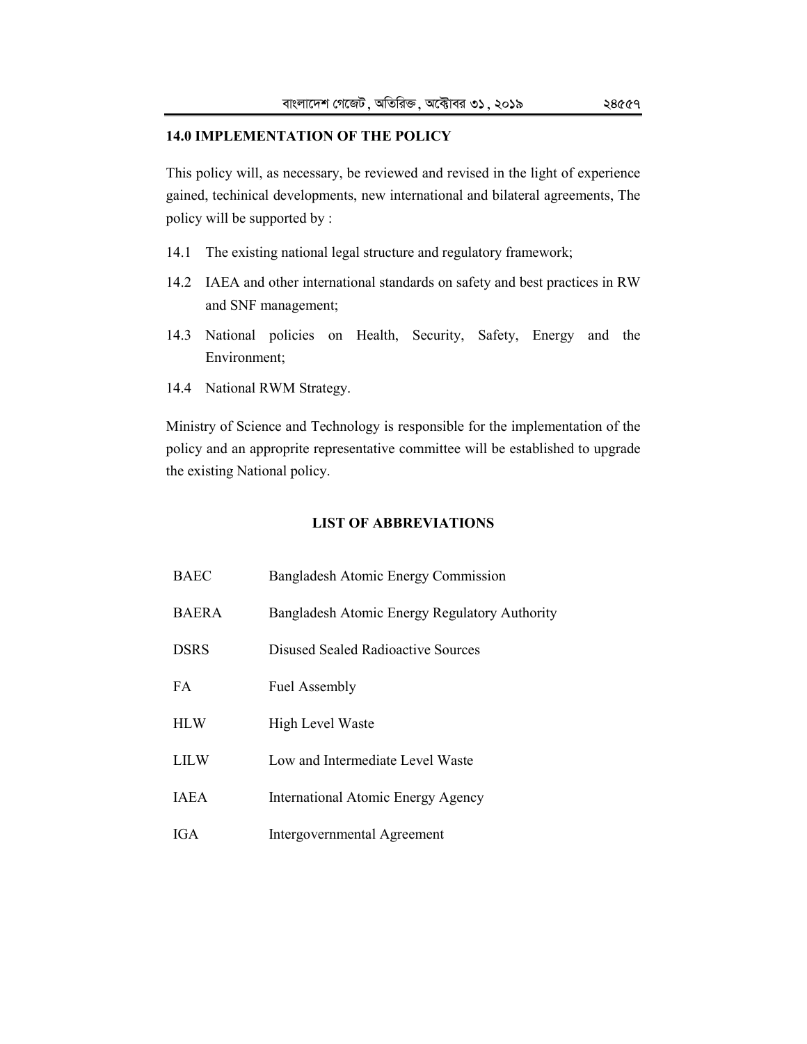## 14.0 IMPLEMENTATION OF THE POLICY

This policy will, as necessary, be reviewed and revised in the light of experience gained, techinical developments, new international and bilateral agreements, The policy will be supported by :

14.1 The existing national legal structure and regulatory framework;

14.2 IAEA and other international standards on safety and best practices in RW and SNF management;

14.3 National policies on Health, Security, Safety, Energy and the Environment;

14.4 National RWM Strategy.

Ministry of Science and Technology is responsible for the implementation of the policy and an approprite representative committee will be established to upgrade the existing National policy.

## LIST OF ABBREVIATIONS

| | |
|---|---|
| BAEC | Bangladesh Atomic Energy Commission |
| BAERA | Bangladesh Atomic Energy Regulatory Authority |
| DSRS | Disused Sealed Radioactive Sources |
| FA | Fuel Assembly |
| HLW | High Level Waste |
| LILW | Low and Intermediate Level Waste |
| IAEA | International Atomic Energy Agency |
| IGA | Intergovernmental Agreement |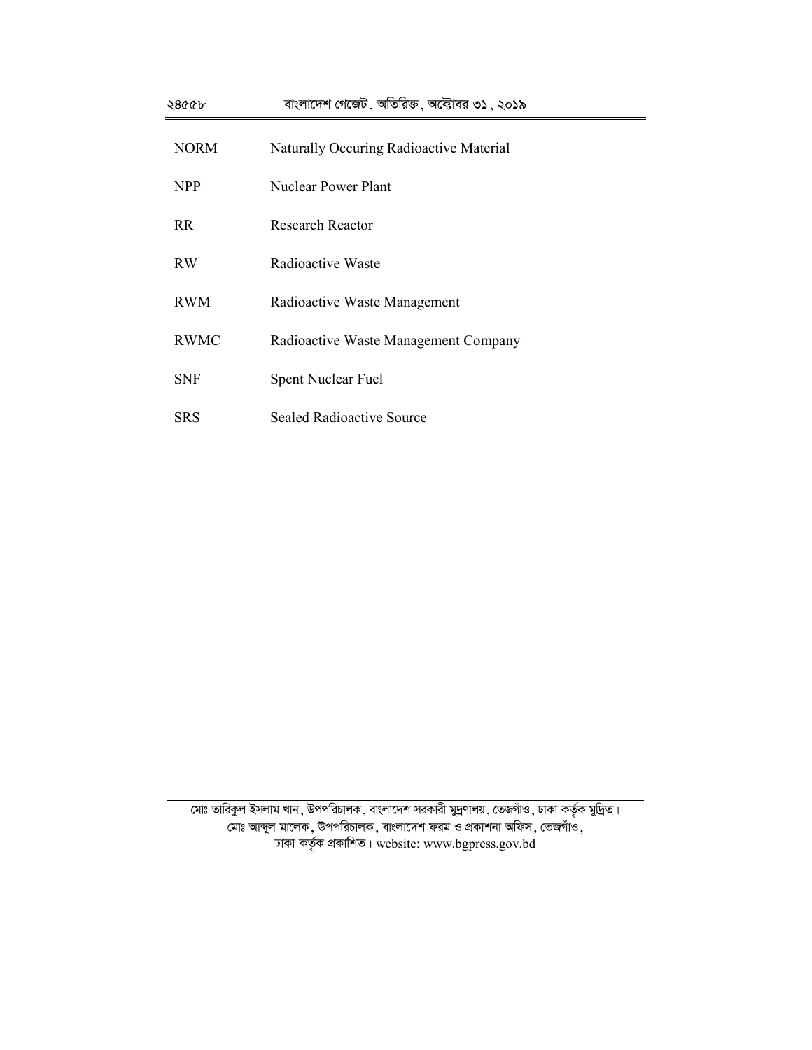| | |
|---|---|
| NORM | Naturally Occuring Radioactive Material |
| NPP | Nuclear Power Plant |
| RR | Research Reactor |
| RW | Radioactive Waste |
| RWM | Radioactive Waste Management |
| RWMC | Radioactive Waste Management Company |
| SNF | Spent Nuclear Fuel |
| SRS | Sealed Radioactive Source |

মোঃ তারিকুল ইসলাম খান, উপপরিচালক, বাংলাদেশ সরকারী মুদ্রণালয়, তেজগাঁও, ঢাকা কর্তৃক মুদ্রিত।
মোঃ আব্দুল মালেক, উপপরিচালক, বাংলাদেশ ফরম ও প্রকাশনা অফিস, তেজগাঁও,
ঢাকা কর্তৃক প্রকাশিত। website: www.bgpress.gov.bd